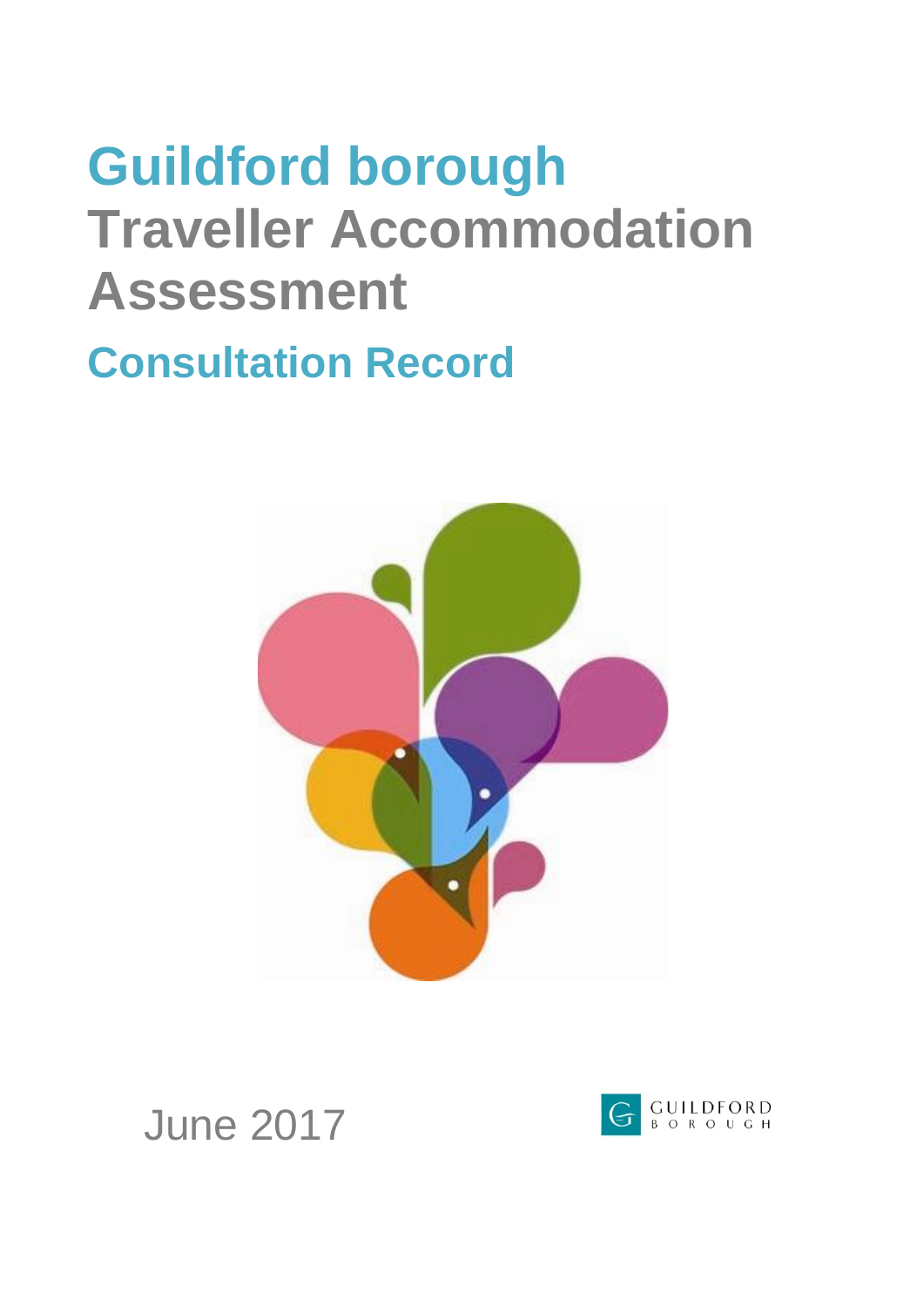# Guildford borough
# Traveller Accommodation Assessment
## Consultation Record

June 2017

GUILDFORD BOROUGH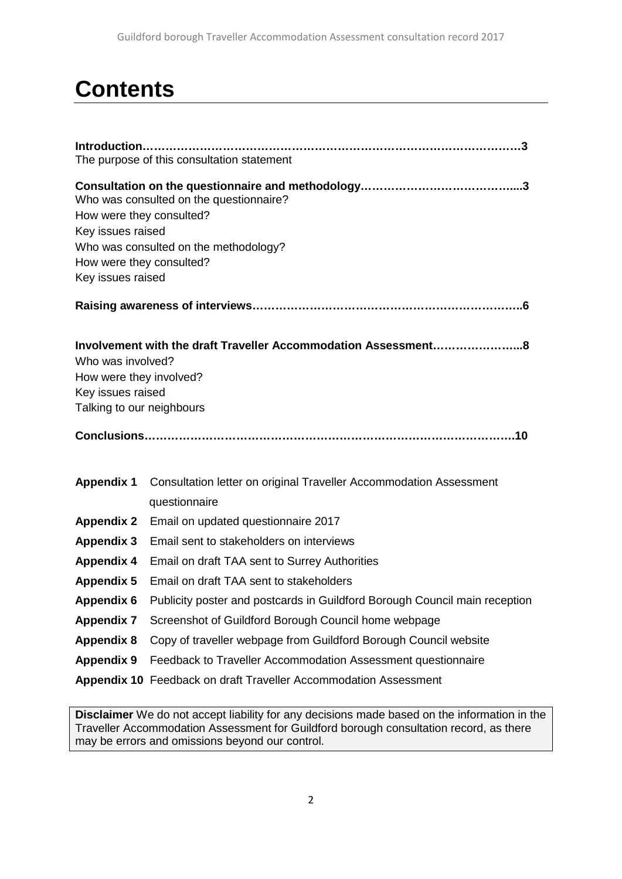# Contents

**Introduction……………………………………………………………………………………3**
The purpose of this consultation statement

**Consultation on the questionnaire and methodology…………………………………....3**
Who was consulted on the questionnaire?
How were they consulted?
Key issues raised
Who was consulted on the methodology?
How were they consulted?
Key issues raised

**Raising awareness of interviews……………………………………………………………6**

**Involvement with the draft Traveller Accommodation Assessment…………………...8**
Who was involved?
How were they involved?
Key issues raised
Talking to our neighbours

**Conclusions…………………………………………………………………………………10**

| | |
|---|---|
| **Appendix 1** | Consultation letter on original Traveller Accommodation Assessment questionnaire |
| **Appendix 2** | Email on updated questionnaire 2017 |
| **Appendix 3** | Email sent to stakeholders on interviews |
| **Appendix 4** | Email on draft TAA sent to Surrey Authorities |
| **Appendix 5** | Email on draft TAA sent to stakeholders |
| **Appendix 6** | Publicity poster and postcards in Guildford Borough Council main reception |
| **Appendix 7** | Screenshot of Guildford Borough Council home webpage |
| **Appendix 8** | Copy of traveller webpage from Guildford Borough Council website |
| **Appendix 9** | Feedback to Traveller Accommodation Assessment questionnaire |
| **Appendix 10** | Feedback on draft Traveller Accommodation Assessment |

**Disclaimer** We do not accept liability for any decisions made based on the information in the Traveller Accommodation Assessment for Guildford borough consultation record, as there may be errors and omissions beyond our control.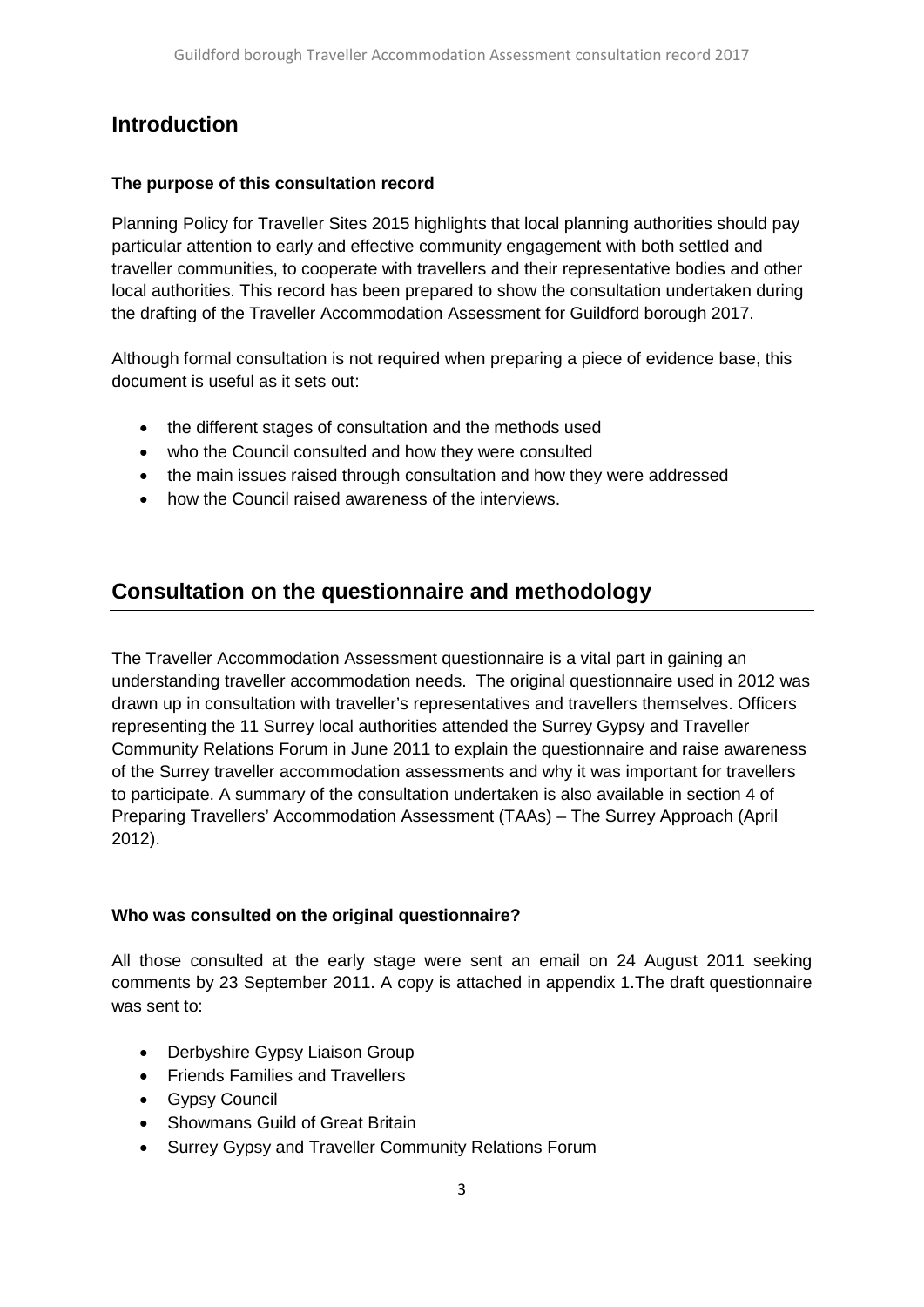## Introduction

### The purpose of this consultation record

Planning Policy for Traveller Sites 2015 highlights that local planning authorities should pay particular attention to early and effective community engagement with both settled and traveller communities, to cooperate with travellers and their representative bodies and other local authorities. This record has been prepared to show the consultation undertaken during the drafting of the Traveller Accommodation Assessment for Guildford borough 2017.

Although formal consultation is not required when preparing a piece of evidence base, this document is useful as it sets out:

- the different stages of consultation and the methods used
- who the Council consulted and how they were consulted
- the main issues raised through consultation and how they were addressed
- how the Council raised awareness of the interviews.

## Consultation on the questionnaire and methodology

The Traveller Accommodation Assessment questionnaire is a vital part in gaining an understanding traveller accommodation needs. The original questionnaire used in 2012 was drawn up in consultation with traveller's representatives and travellers themselves. Officers representing the 11 Surrey local authorities attended the Surrey Gypsy and Traveller Community Relations Forum in June 2011 to explain the questionnaire and raise awareness of the Surrey traveller accommodation assessments and why it was important for travellers to participate. A summary of the consultation undertaken is also available in section 4 of Preparing Travellers' Accommodation Assessment (TAAs) – The Surrey Approach (April 2012).

### Who was consulted on the original questionnaire?

All those consulted at the early stage were sent an email on 24 August 2011 seeking comments by 23 September 2011. A copy is attached in appendix 1.The draft questionnaire was sent to:

- Derbyshire Gypsy Liaison Group
- Friends Families and Travellers
- Gypsy Council
- Showmans Guild of Great Britain
- Surrey Gypsy and Traveller Community Relations Forum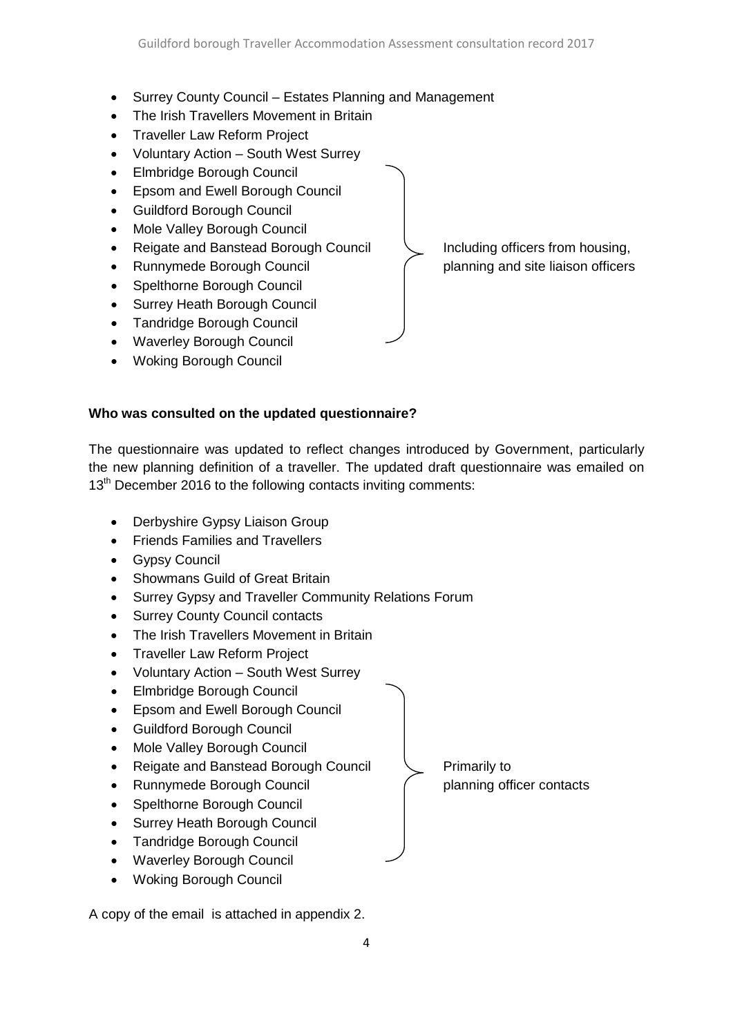- Surrey County Council – Estates Planning and Management
- The Irish Travellers Movement in Britain
- Traveller Law Reform Project
- Voluntary Action – South West Surrey
- Elmbridge Borough Council
- Epsom and Ewell Borough Council
- Guildford Borough Council
- Mole Valley Borough Council
- Reigate and Banstead Borough Council
- Runnymede Borough Council
- Spelthorne Borough Council
- Surrey Heath Borough Council
- Tandridge Borough Council
- Waverley Borough Council
- Woking Borough Council

(Elmbridge to Waverley: Including officers from housing, planning and site liaison officers)

**Who was consulted on the updated questionnaire?**

The questionnaire was updated to reflect changes introduced by Government, particularly the new planning definition of a traveller. The updated draft questionnaire was emailed on 13th December 2016 to the following contacts inviting comments:

- Derbyshire Gypsy Liaison Group
- Friends Families and Travellers
- Gypsy Council
- Showmans Guild of Great Britain
- Surrey Gypsy and Traveller Community Relations Forum
- Surrey County Council contacts
- The Irish Travellers Movement in Britain
- Traveller Law Reform Project
- Voluntary Action – South West Surrey
- Elmbridge Borough Council
- Epsom and Ewell Borough Council
- Guildford Borough Council
- Mole Valley Borough Council
- Reigate and Banstead Borough Council
- Runnymede Borough Council
- Spelthorne Borough Council
- Surrey Heath Borough Council
- Tandridge Borough Council
- Waverley Borough Council
- Woking Borough Council

(Elmbridge to Waverley: Primarily to planning officer contacts)

A copy of the email is attached in appendix 2.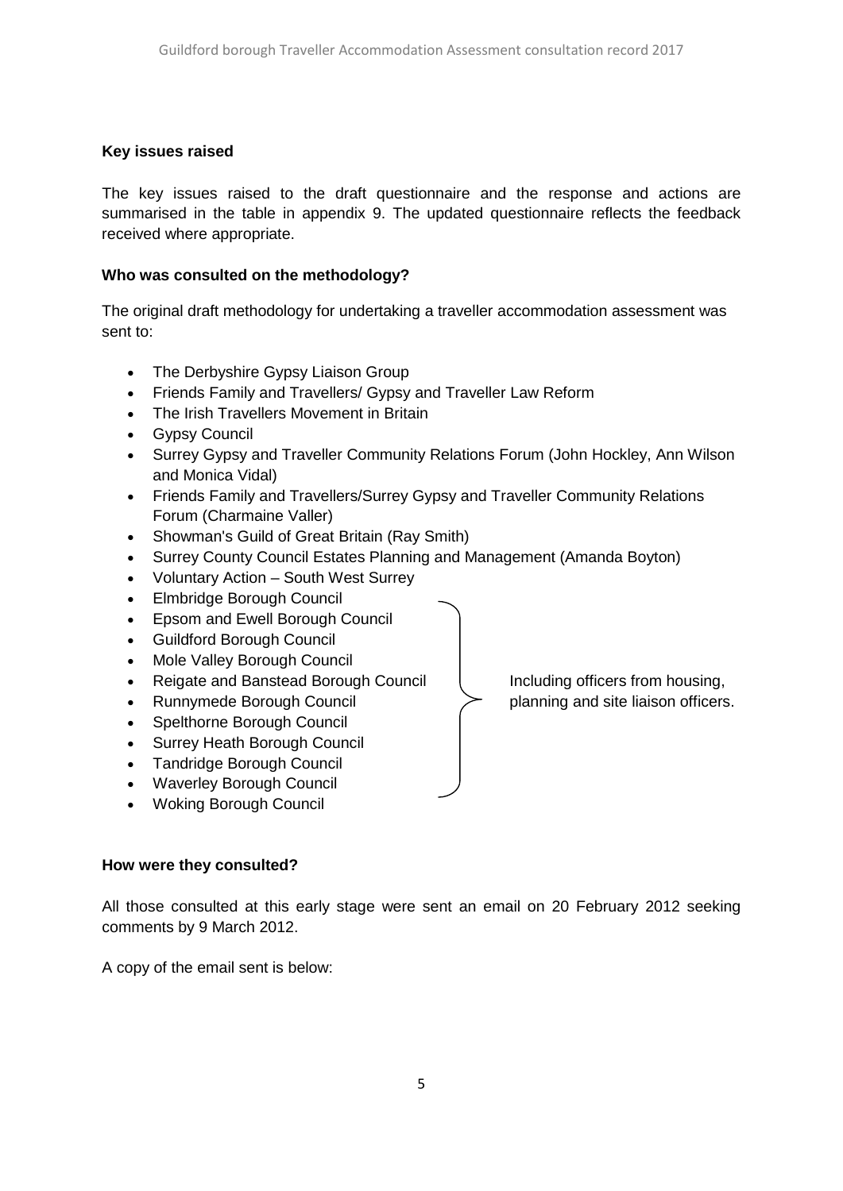**Key issues raised**

The key issues raised to the draft questionnaire and the response and actions are summarised in the table in appendix 9. The updated questionnaire reflects the feedback received where appropriate.

**Who was consulted on the methodology?**

The original draft methodology for undertaking a traveller accommodation assessment was sent to:

- The Derbyshire Gypsy Liaison Group
- Friends Family and Travellers/ Gypsy and Traveller Law Reform
- The Irish Travellers Movement in Britain
- Gypsy Council
- Surrey Gypsy and Traveller Community Relations Forum (John Hockley, Ann Wilson and Monica Vidal)
- Friends Family and Travellers/Surrey Gypsy and Traveller Community Relations Forum (Charmaine Valler)
- Showman's Guild of Great Britain (Ray Smith)
- Surrey County Council Estates Planning and Management (Amanda Boyton)
- Voluntary Action – South West Surrey
- Elmbridge Borough Council
- Epsom and Ewell Borough Council
- Guildford Borough Council
- Mole Valley Borough Council
- Reigate and Banstead Borough Council
- Runnymede Borough Council
- Spelthorne Borough Council
- Surrey Heath Borough Council
- Tandridge Borough Council
- Waverley Borough Council
- Woking Borough Council

(Elmbridge Borough Council to Waverley Borough Council: Including officers from housing, planning and site liaison officers.)

**How were they consulted?**

All those consulted at this early stage were sent an email on 20 February 2012 seeking comments by 9 March 2012.

A copy of the email sent is below: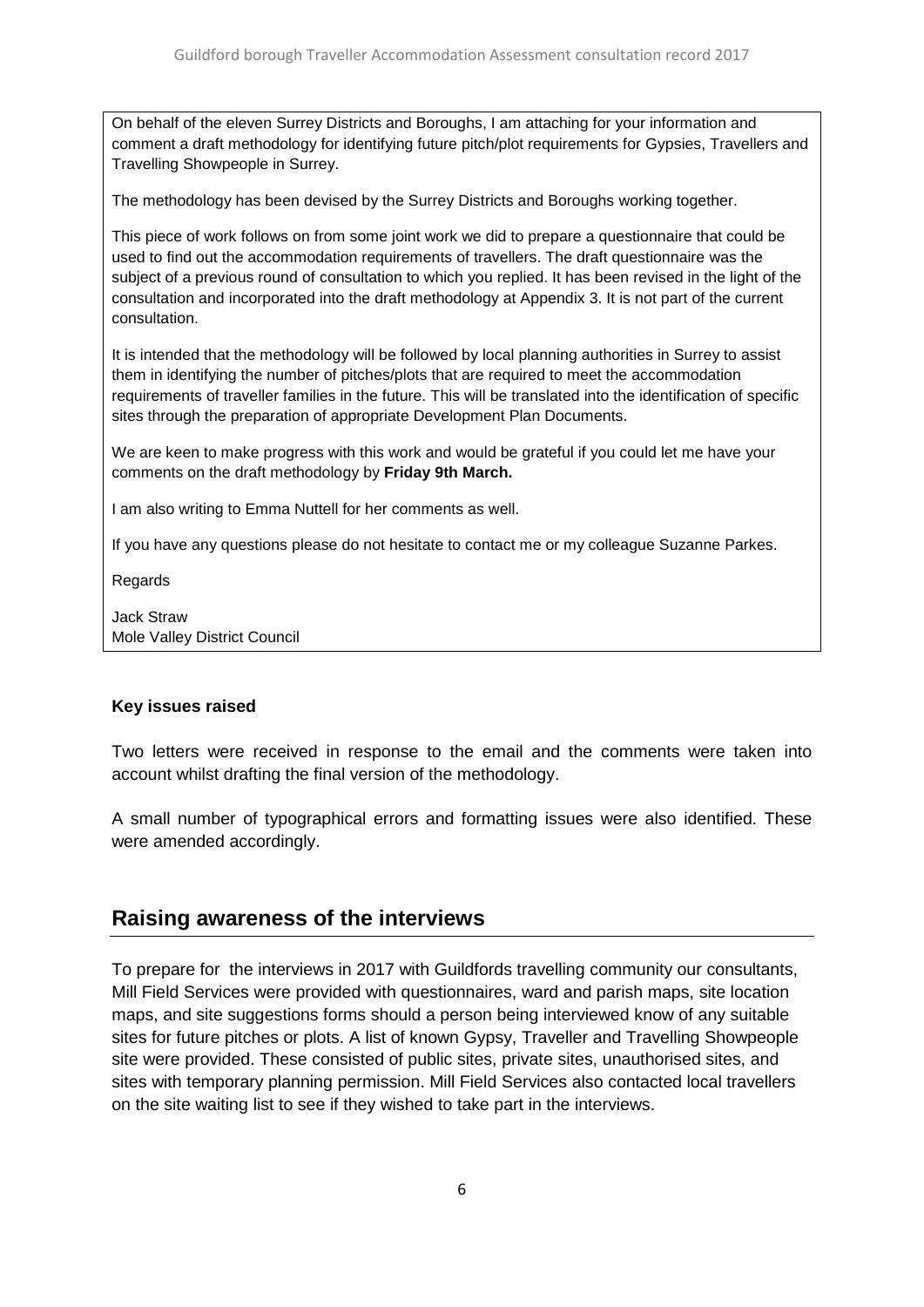On behalf of the eleven Surrey Districts and Boroughs, I am attaching for your information and comment a draft methodology for identifying future pitch/plot requirements for Gypsies, Travellers and Travelling Showpeople in Surrey.

The methodology has been devised by the Surrey Districts and Boroughs working together.

This piece of work follows on from some joint work we did to prepare a questionnaire that could be used to find out the accommodation requirements of travellers. The draft questionnaire was the subject of a previous round of consultation to which you replied. It has been revised in the light of the consultation and incorporated into the draft methodology at Appendix 3. It is not part of the current consultation.

It is intended that the methodology will be followed by local planning authorities in Surrey to assist them in identifying the number of pitches/plots that are required to meet the accommodation requirements of traveller families in the future. This will be translated into the identification of specific sites through the preparation of appropriate Development Plan Documents.

We are keen to make progress with this work and would be grateful if you could let me have your comments on the draft methodology by **Friday 9th March.**

I am also writing to Emma Nuttell for her comments as well.

If you have any questions please do not hesitate to contact me or my colleague Suzanne Parkes.

Regards

Jack Straw
Mole Valley District Council

**Key issues raised**

Two letters were received in response to the email and the comments were taken into account whilst drafting the final version of the methodology.

A small number of typographical errors and formatting issues were also identified. These were amended accordingly.

## Raising awareness of the interviews

To prepare for the interviews in 2017 with Guildfords travelling community our consultants, Mill Field Services were provided with questionnaires, ward and parish maps, site location maps, and site suggestions forms should a person being interviewed know of any suitable sites for future pitches or plots. A list of known Gypsy, Traveller and Travelling Showpeople site were provided. These consisted of public sites, private sites, unauthorised sites, and sites with temporary planning permission. Mill Field Services also contacted local travellers on the site waiting list to see if they wished to take part in the interviews.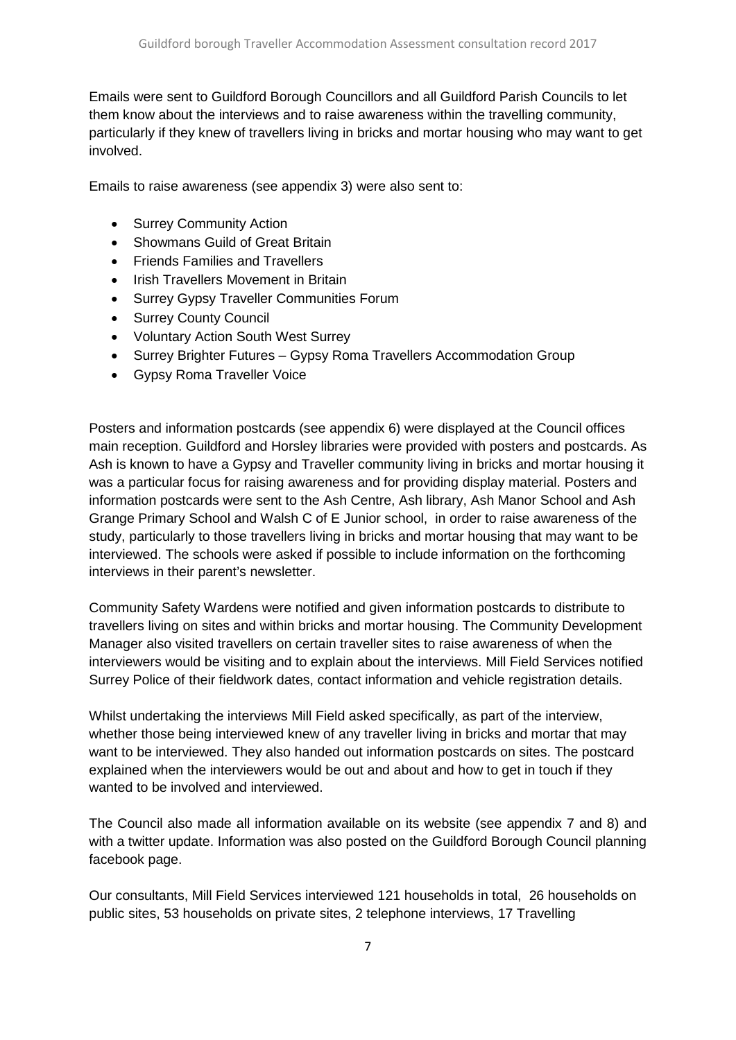Emails were sent to Guildford Borough Councillors and all Guildford Parish Councils to let them know about the interviews and to raise awareness within the travelling community, particularly if they knew of travellers living in bricks and mortar housing who may want to get involved.

Emails to raise awareness (see appendix 3) were also sent to:

- Surrey Community Action
- Showmans Guild of Great Britain
- Friends Families and Travellers
- Irish Travellers Movement in Britain
- Surrey Gypsy Traveller Communities Forum
- Surrey County Council
- Voluntary Action South West Surrey
- Surrey Brighter Futures – Gypsy Roma Travellers Accommodation Group
- Gypsy Roma Traveller Voice

Posters and information postcards (see appendix 6) were displayed at the Council offices main reception. Guildford and Horsley libraries were provided with posters and postcards. As Ash is known to have a Gypsy and Traveller community living in bricks and mortar housing it was a particular focus for raising awareness and for providing display material. Posters and information postcards were sent to the Ash Centre, Ash library, Ash Manor School and Ash Grange Primary School and Walsh C of E Junior school, in order to raise awareness of the study, particularly to those travellers living in bricks and mortar housing that may want to be interviewed. The schools were asked if possible to include information on the forthcoming interviews in their parent's newsletter.

Community Safety Wardens were notified and given information postcards to distribute to travellers living on sites and within bricks and mortar housing. The Community Development Manager also visited travellers on certain traveller sites to raise awareness of when the interviewers would be visiting and to explain about the interviews. Mill Field Services notified Surrey Police of their fieldwork dates, contact information and vehicle registration details.

Whilst undertaking the interviews Mill Field asked specifically, as part of the interview, whether those being interviewed knew of any traveller living in bricks and mortar that may want to be interviewed. They also handed out information postcards on sites. The postcard explained when the interviewers would be out and about and how to get in touch if they wanted to be involved and interviewed.

The Council also made all information available on its website (see appendix 7 and 8) and with a twitter update. Information was also posted on the Guildford Borough Council planning facebook page.

Our consultants, Mill Field Services interviewed 121 households in total, 26 households on public sites, 53 households on private sites, 2 telephone interviews, 17 Travelling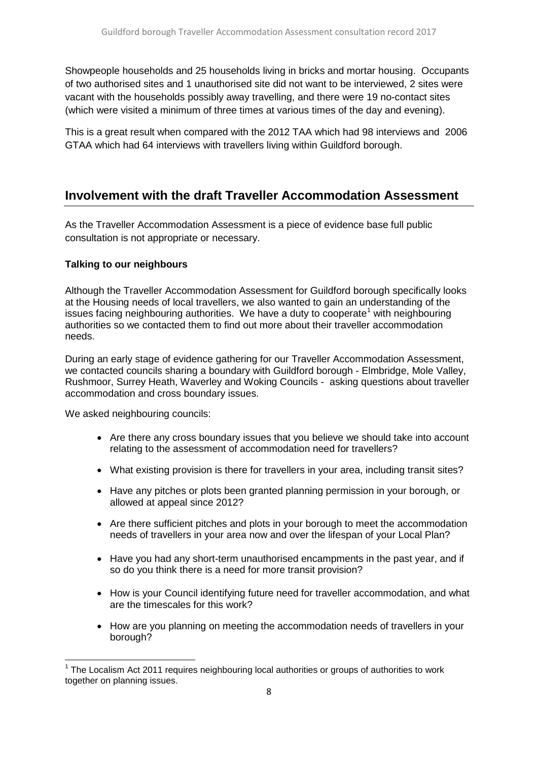Showpeople households and 25 households living in bricks and mortar housing. Occupants of two authorised sites and 1 unauthorised site did not want to be interviewed, 2 sites were vacant with the households possibly away travelling, and there were 19 no-contact sites (which were visited a minimum of three times at various times of the day and evening).

This is a great result when compared with the 2012 TAA which had 98 interviews and 2006 GTAA which had 64 interviews with travellers living within Guildford borough.

## Involvement with the draft Traveller Accommodation Assessment

As the Traveller Accommodation Assessment is a piece of evidence base full public consultation is not appropriate or necessary.

**Talking to our neighbours**

Although the Traveller Accommodation Assessment for Guildford borough specifically looks at the Housing needs of local travellers, we also wanted to gain an understanding of the issues facing neighbouring authorities. We have a duty to cooperate[1] with neighbouring authorities so we contacted them to find out more about their traveller accommodation needs.

During an early stage of evidence gathering for our Traveller Accommodation Assessment, we contacted councils sharing a boundary with Guildford borough - Elmbridge, Mole Valley, Rushmoor, Surrey Heath, Waverley and Woking Councils - asking questions about traveller accommodation and cross boundary issues.

We asked neighbouring councils:

- Are there any cross boundary issues that you believe we should take into account relating to the assessment of accommodation need for travellers?
- What existing provision is there for travellers in your area, including transit sites?
- Have any pitches or plots been granted planning permission in your borough, or allowed at appeal since 2012?
- Are there sufficient pitches and plots in your borough to meet the accommodation needs of travellers in your area now and over the lifespan of your Local Plan?
- Have you had any short-term unauthorised encampments in the past year, and if so do you think there is a need for more transit provision?
- How is your Council identifying future need for traveller accommodation, and what are the timescales for this work?
- How are you planning on meeting the accommodation needs of travellers in your borough?

[1] The Localism Act 2011 requires neighbouring local authorities or groups of authorities to work together on planning issues.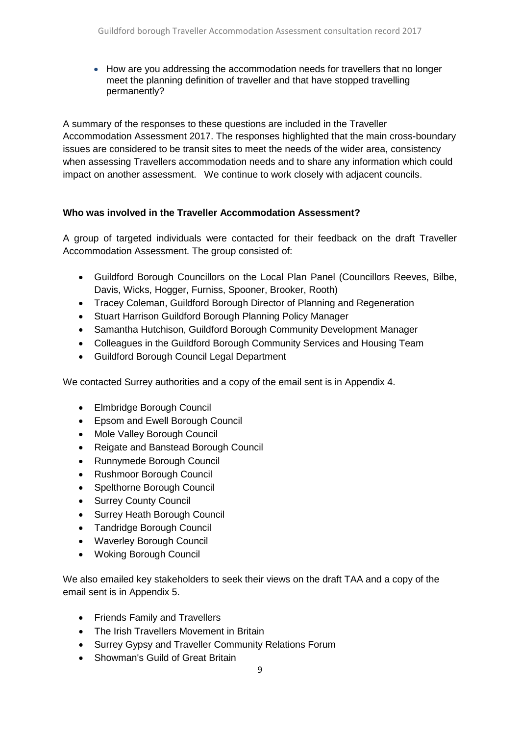- How are you addressing the accommodation needs for travellers that no longer meet the planning definition of traveller and that have stopped travelling permanently?

A summary of the responses to these questions are included in the Traveller Accommodation Assessment 2017. The responses highlighted that the main cross-boundary issues are considered to be transit sites to meet the needs of the wider area, consistency when assessing Travellers accommodation needs and to share any information which could impact on another assessment. We continue to work closely with adjacent councils.

**Who was involved in the Traveller Accommodation Assessment?**

A group of targeted individuals were contacted for their feedback on the draft Traveller Accommodation Assessment. The group consisted of:

- Guildford Borough Councillors on the Local Plan Panel (Councillors Reeves, Bilbe, Davis, Wicks, Hogger, Furniss, Spooner, Brooker, Rooth)
- Tracey Coleman, Guildford Borough Director of Planning and Regeneration
- Stuart Harrison Guildford Borough Planning Policy Manager
- Samantha Hutchison, Guildford Borough Community Development Manager
- Colleagues in the Guildford Borough Community Services and Housing Team
- Guildford Borough Council Legal Department

We contacted Surrey authorities and a copy of the email sent is in Appendix 4.

- Elmbridge Borough Council
- Epsom and Ewell Borough Council
- Mole Valley Borough Council
- Reigate and Banstead Borough Council
- Runnymede Borough Council
- Rushmoor Borough Council
- Spelthorne Borough Council
- Surrey County Council
- Surrey Heath Borough Council
- Tandridge Borough Council
- Waverley Borough Council
- Woking Borough Council

We also emailed key stakeholders to seek their views on the draft TAA and a copy of the email sent is in Appendix 5.

- Friends Family and Travellers
- The Irish Travellers Movement in Britain
- Surrey Gypsy and Traveller Community Relations Forum
- Showman's Guild of Great Britain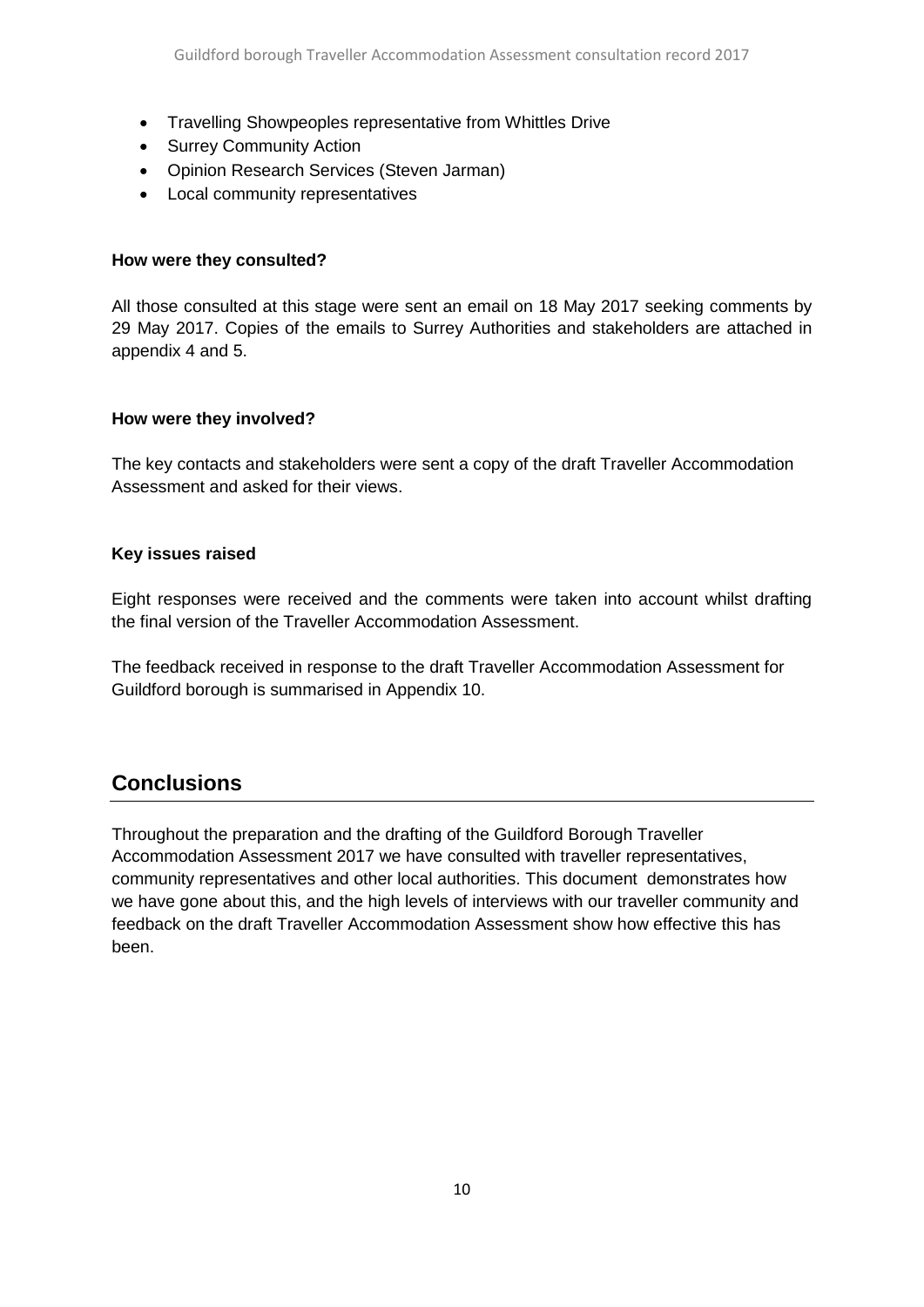- Travelling Showpeoples representative from Whittles Drive
- Surrey Community Action
- Opinion Research Services (Steven Jarman)
- Local community representatives

**How were they consulted?**

All those consulted at this stage were sent an email on 18 May 2017 seeking comments by 29 May 2017. Copies of the emails to Surrey Authorities and stakeholders are attached in appendix 4 and 5.

**How were they involved?**

The key contacts and stakeholders were sent a copy of the draft Traveller Accommodation Assessment and asked for their views.

**Key issues raised**

Eight responses were received and the comments were taken into account whilst drafting the final version of the Traveller Accommodation Assessment.

The feedback received in response to the draft Traveller Accommodation Assessment for Guildford borough is summarised in Appendix 10.

## Conclusions

Throughout the preparation and the drafting of the Guildford Borough Traveller Accommodation Assessment 2017 we have consulted with traveller representatives, community representatives and other local authorities. This document demonstrates how we have gone about this, and the high levels of interviews with our traveller community and feedback on the draft Traveller Accommodation Assessment show how effective this has been.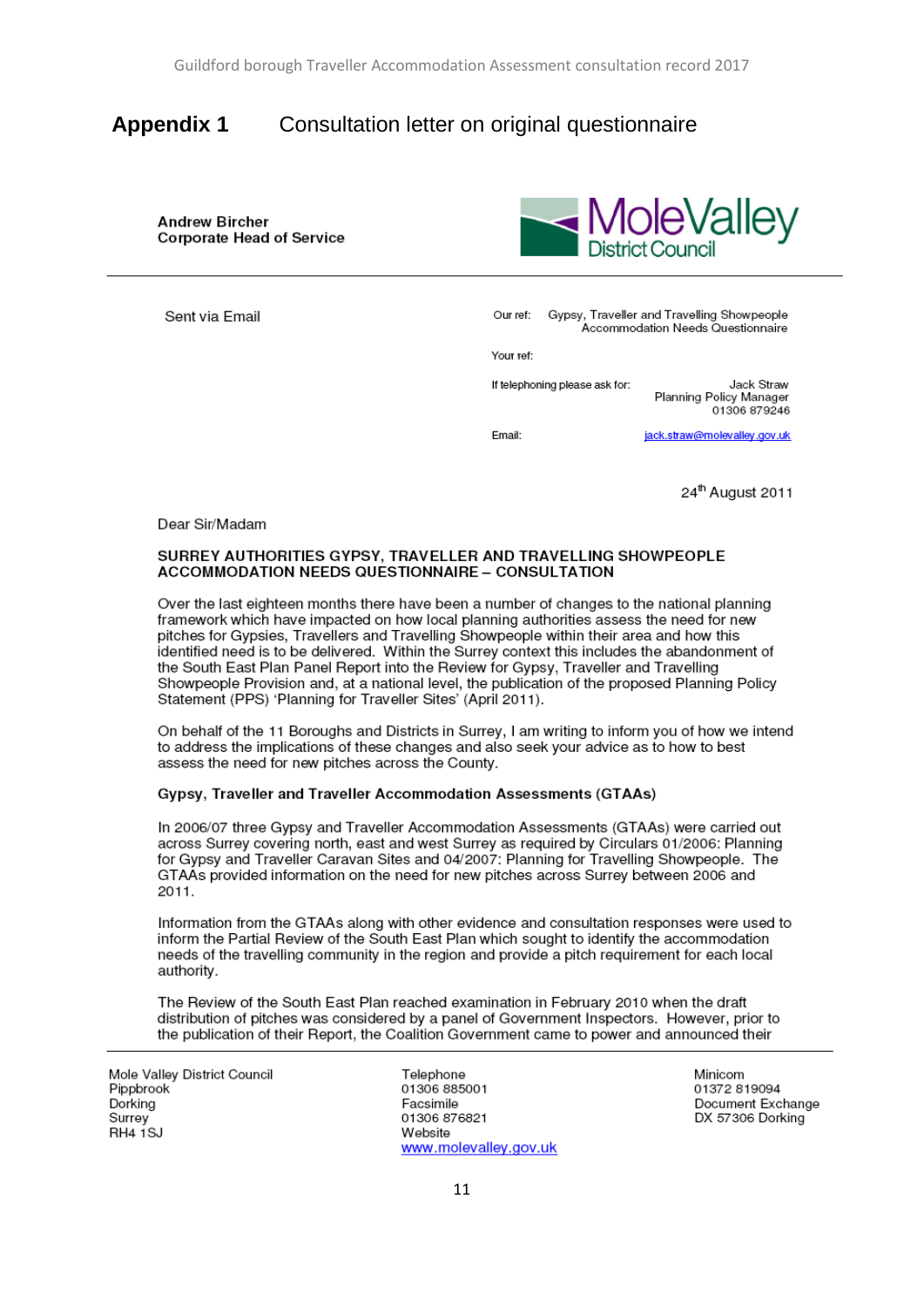# Appendix 1 Consultation letter on original questionnaire

**Andrew Bircher**
**Corporate Head of Service**

Mole Valley District Council

Sent via Email

Our ref: Gypsy, Traveller and Travelling Showpeople Accommodation Needs Questionnaire

Your ref:

If telephoning please ask for: Jack Straw, Planning Policy Manager, 01306 879246

Email: jack.straw@molevalley.gov.uk

24th August 2011

Dear Sir/Madam

**SURREY AUTHORITIES GYPSY, TRAVELLER AND TRAVELLING SHOWPEOPLE ACCOMMODATION NEEDS QUESTIONNAIRE – CONSULTATION**

Over the last eighteen months there have been a number of changes to the national planning framework which have impacted on how local planning authorities assess the need for new pitches for Gypsies, Travellers and Travelling Showpeople within their area and how this identified need is to be delivered. Within the Surrey context this includes the abandonment of the South East Plan Panel Report into the Review for Gypsy, Traveller and Travelling Showpeople Provision and, at a national level, the publication of the proposed Planning Policy Statement (PPS) 'Planning for Traveller Sites' (April 2011).

On behalf of the 11 Boroughs and Districts in Surrey, I am writing to inform you of how we intend to address the implications of these changes and also seek your advice as to how to best assess the need for new pitches across the County.

**Gypsy, Traveller and Traveller Accommodation Assessments (GTAAs)**

In 2006/07 three Gypsy and Traveller Accommodation Assessments (GTAAs) were carried out across Surrey covering north, east and west Surrey as required by Circulars 01/2006: Planning for Gypsy and Traveller Caravan Sites and 04/2007: Planning for Travelling Showpeople. The GTAAs provided information on the need for new pitches across Surrey between 2006 and 2011.

Information from the GTAAs along with other evidence and consultation responses were used to inform the Partial Review of the South East Plan which sought to identify the accommodation needs of the travelling community in the region and provide a pitch requirement for each local authority.

The Review of the South East Plan reached examination in February 2010 when the draft distribution of pitches was considered by a panel of Government Inspectors. However, prior to the publication of their Report, the Coalition Government came to power and announced their

Mole Valley District Council
Pippbrook
Dorking
Surrey
RH4 1SJ

Telephone
01306 885001
Facsimile
01306 876821
Website
www.molevalley.gov.uk

Minicom
01372 819094
Document Exchange
DX 57306 Dorking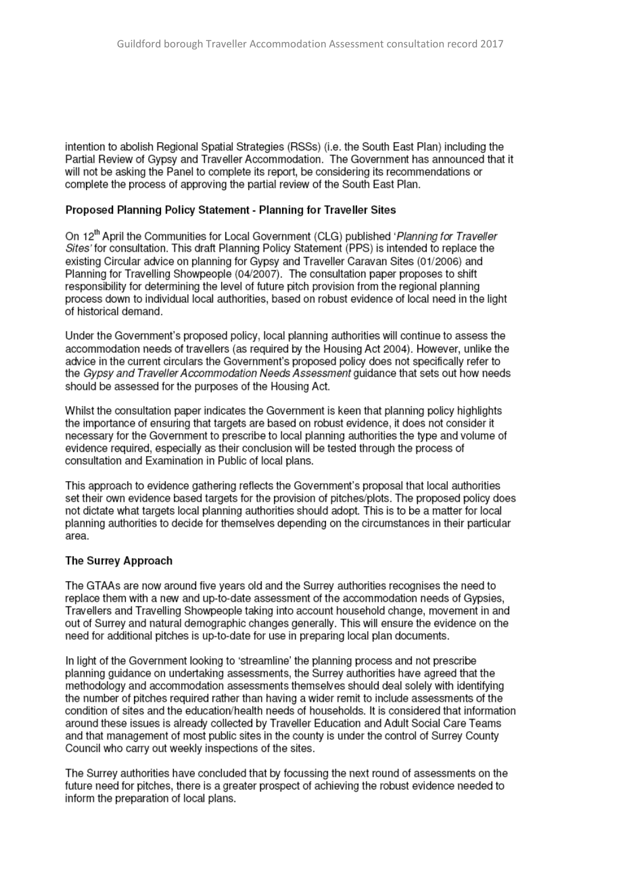intention to abolish Regional Spatial Strategies (RSSs) (i.e. the South East Plan) including the Partial Review of Gypsy and Traveller Accommodation. The Government has announced that it will not be asking the Panel to complete its report, be considering its recommendations or complete the process of approving the partial review of the South East Plan.

**Proposed Planning Policy Statement - Planning for Traveller Sites**

On 12th April the Communities for Local Government (CLG) published '*Planning for Traveller Sites*' for consultation. This draft Planning Policy Statement (PPS) is intended to replace the existing Circular advice on planning for Gypsy and Traveller Caravan Sites (01/2006) and Planning for Travelling Showpeople (04/2007). The consultation paper proposes to shift responsibility for determining the level of future pitch provision from the regional planning process down to individual local authorities, based on robust evidence of local need in the light of historical demand.

Under the Government's proposed policy, local planning authorities will continue to assess the accommodation needs of travellers (as required by the Housing Act 2004). However, unlike the advice in the current circulars the Government's proposed policy does not specifically refer to the *Gypsy and Traveller Accommodation Needs Assessment* guidance that sets out how needs should be assessed for the purposes of the Housing Act.

Whilst the consultation paper indicates the Government is keen that planning policy highlights the importance of ensuring that targets are based on robust evidence, it does not consider it necessary for the Government to prescribe to local planning authorities the type and volume of evidence required, especially as their conclusion will be tested through the process of consultation and Examination in Public of local plans.

This approach to evidence gathering reflects the Government's proposal that local authorities set their own evidence based targets for the provision of pitches/plots. The proposed policy does not dictate what targets local planning authorities should adopt. This is to be a matter for local planning authorities to decide for themselves depending on the circumstances in their particular area.

**The Surrey Approach**

The GTAAs are now around five years old and the Surrey authorities recognises the need to replace them with a new and up-to-date assessment of the accommodation needs of Gypsies, Travellers and Travelling Showpeople taking into account household change, movement in and out of Surrey and natural demographic changes generally. This will ensure the evidence on the need for additional pitches is up-to-date for use in preparing local plan documents.

In light of the Government looking to 'streamline' the planning process and not prescribe planning guidance on undertaking assessments, the Surrey authorities have agreed that the methodology and accommodation assessments themselves should deal solely with identifying the number of pitches required rather than having a wider remit to include assessments of the condition of sites and the education/health needs of households. It is considered that information around these issues is already collected by Traveller Education and Adult Social Care Teams and that management of most public sites in the county is under the control of Surrey County Council who carry out weekly inspections of the sites.

The Surrey authorities have concluded that by focussing the next round of assessments on the future need for pitches, there is a greater prospect of achieving the robust evidence needed to inform the preparation of local plans.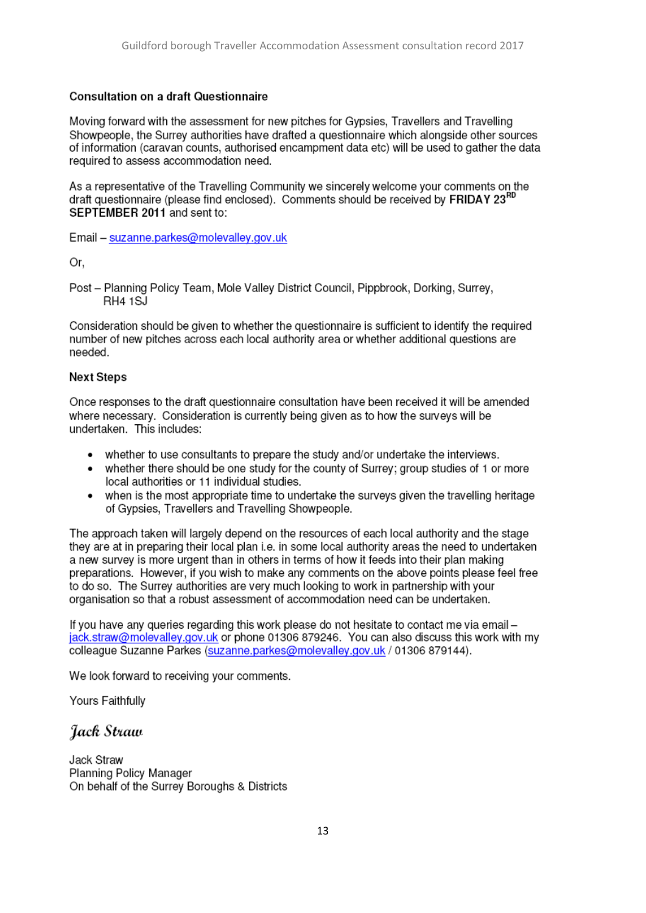**Consultation on a draft Questionnaire**

Moving forward with the assessment for new pitches for Gypsies, Travellers and Travelling Showpeople, the Surrey authorities have drafted a questionnaire which alongside other sources of information (caravan counts, authorised encampment data etc) will be used to gather the data required to assess accommodation need.

As a representative of the Travelling Community we sincerely welcome your comments on the draft questionnaire (please find enclosed). Comments should be received by **FRIDAY 23RD SEPTEMBER 2011** and sent to:

Email – suzanne.parkes@molevalley.gov.uk

Or,

Post – Planning Policy Team, Mole Valley District Council, Pippbrook, Dorking, Surrey, RH4 1SJ

Consideration should be given to whether the questionnaire is sufficient to identify the required number of new pitches across each local authority area or whether additional questions are needed.

**Next Steps**

Once responses to the draft questionnaire consultation have been received it will be amended where necessary. Consideration is currently being given as to how the surveys will be undertaken. This includes:

- whether to use consultants to prepare the study and/or undertake the interviews.
- whether there should be one study for the county of Surrey; group studies of 1 or more local authorities or 11 individual studies.
- when is the most appropriate time to undertake the surveys given the travelling heritage of Gypsies, Travellers and Travelling Showpeople.

The approach taken will largely depend on the resources of each local authority and the stage they are at in preparing their local plan i.e. in some local authority areas the need to undertaken a new survey is more urgent than in others in terms of how it feeds into their plan making preparations. However, if you wish to make any comments on the above points please feel free to do so. The Surrey authorities are very much looking to work in partnership with your organisation so that a robust assessment of accommodation need can be undertaken.

If you have any queries regarding this work please do not hesitate to contact me via email – jack.straw@molevalley.gov.uk or phone 01306 879246. You can also discuss this work with my colleague Suzanne Parkes (suzanne.parkes@molevalley.gov.uk / 01306 879144).

We look forward to receiving your comments.

Yours Faithfully

*Jack Straw*

Jack Straw
Planning Policy Manager
On behalf of the Surrey Boroughs & Districts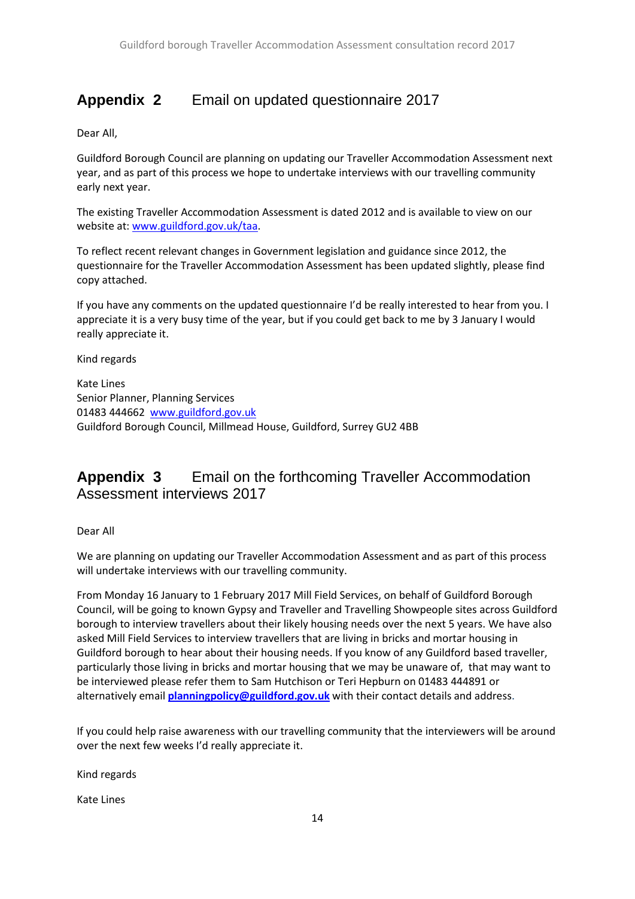## Appendix 2 Email on updated questionnaire 2017

Dear All,

Guildford Borough Council are planning on updating our Traveller Accommodation Assessment next year, and as part of this process we hope to undertake interviews with our travelling community early next year.

The existing Traveller Accommodation Assessment is dated 2012 and is available to view on our website at: [www.guildford.gov.uk/taa](http://www.guildford.gov.uk/taa).

To reflect recent relevant changes in Government legislation and guidance since 2012, the questionnaire for the Traveller Accommodation Assessment has been updated slightly, please find copy attached.

If you have any comments on the updated questionnaire I'd be really interested to hear from you. I appreciate it is a very busy time of the year, but if you could get back to me by 3 January I would really appreciate it.

Kind regards

Kate Lines
Senior Planner, Planning Services
01483 444662 [www.guildford.gov.uk](http://www.guildford.gov.uk)
Guildford Borough Council, Millmead House, Guildford, Surrey GU2 4BB

## Appendix 3 Email on the forthcoming Traveller Accommodation Assessment interviews 2017

Dear All

We are planning on updating our Traveller Accommodation Assessment and as part of this process will undertake interviews with our travelling community.

From Monday 16 January to 1 February 2017 Mill Field Services, on behalf of Guildford Borough Council, will be going to known Gypsy and Traveller and Travelling Showpeople sites across Guildford borough to interview travellers about their likely housing needs over the next 5 years. We have also asked Mill Field Services to interview travellers that are living in bricks and mortar housing in Guildford borough to hear about their housing needs. If you know of any Guildford based traveller, particularly those living in bricks and mortar housing that we may be unaware of, that may want to be interviewed please refer them to Sam Hutchison or Teri Hepburn on 01483 444891 or alternatively email **[planningpolicy@guildford.gov.uk](mailto:planningpolicy@guildford.gov.uk)** with their contact details and address.

If you could help raise awareness with our travelling community that the interviewers will be around over the next few weeks I'd really appreciate it.

Kind regards

Kate Lines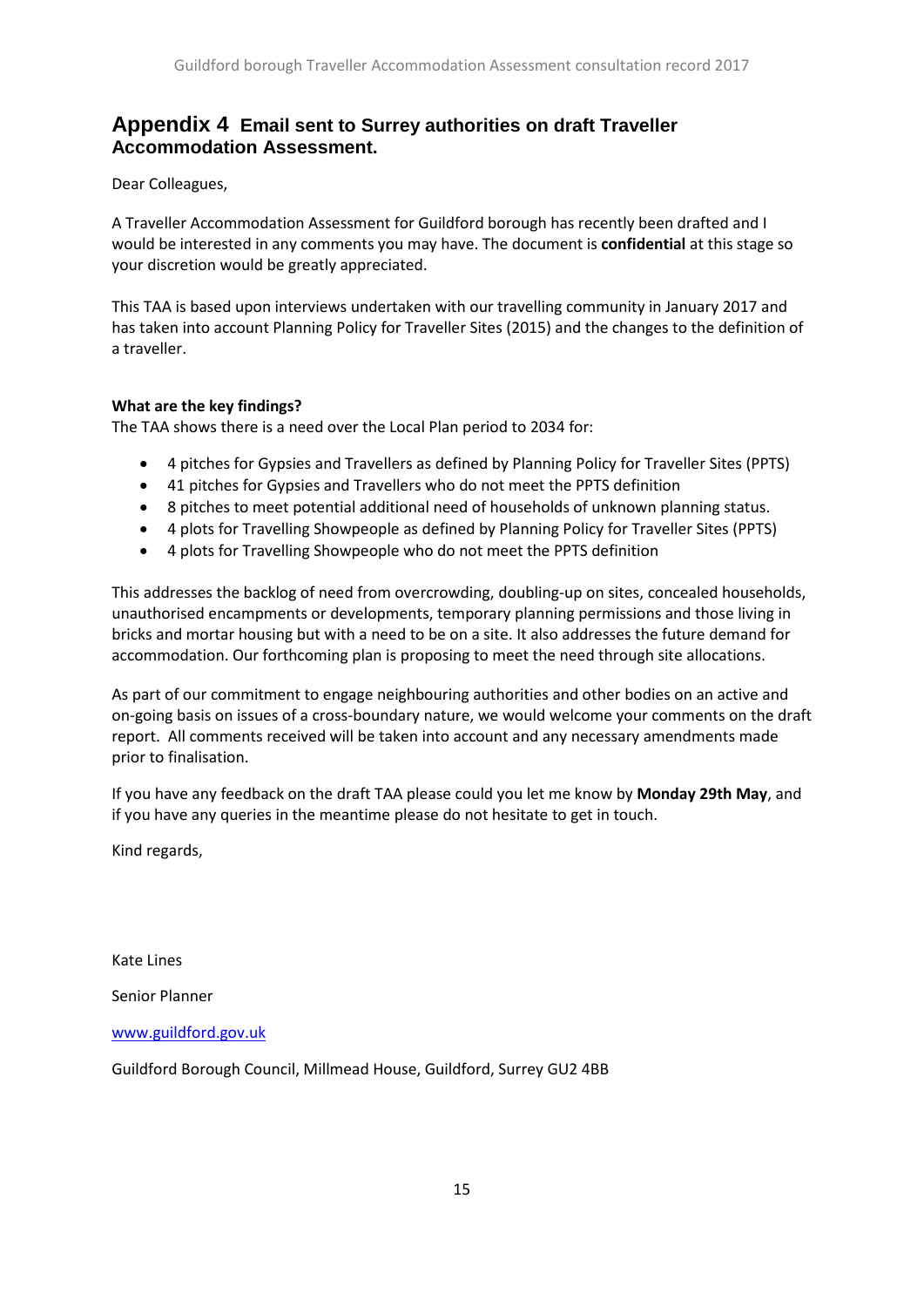# Appendix 4 Email sent to Surrey authorities on draft Traveller Accommodation Assessment.

Dear Colleagues,

A Traveller Accommodation Assessment for Guildford borough has recently been drafted and I would be interested in any comments you may have. The document is **confidential** at this stage so your discretion would be greatly appreciated.

This TAA is based upon interviews undertaken with our travelling community in January 2017 and has taken into account Planning Policy for Traveller Sites (2015) and the changes to the definition of a traveller.

**What are the key findings?**

The TAA shows there is a need over the Local Plan period to 2034 for:

- 4 pitches for Gypsies and Travellers as defined by Planning Policy for Traveller Sites (PPTS)
- 41 pitches for Gypsies and Travellers who do not meet the PPTS definition
- 8 pitches to meet potential additional need of households of unknown planning status.
- 4 plots for Travelling Showpeople as defined by Planning Policy for Traveller Sites (PPTS)
- 4 plots for Travelling Showpeople who do not meet the PPTS definition

This addresses the backlog of need from overcrowding, doubling-up on sites, concealed households, unauthorised encampments or developments, temporary planning permissions and those living in bricks and mortar housing but with a need to be on a site. It also addresses the future demand for accommodation. Our forthcoming plan is proposing to meet the need through site allocations.

As part of our commitment to engage neighbouring authorities and other bodies on an active and on-going basis on issues of a cross-boundary nature, we would welcome your comments on the draft report. All comments received will be taken into account and any necessary amendments made prior to finalisation.

If you have any feedback on the draft TAA please could you let me know by **Monday 29th May**, and if you have any queries in the meantime please do not hesitate to get in touch.

Kind regards,

Kate Lines

Senior Planner

www.guildford.gov.uk

Guildford Borough Council, Millmead House, Guildford, Surrey GU2 4BB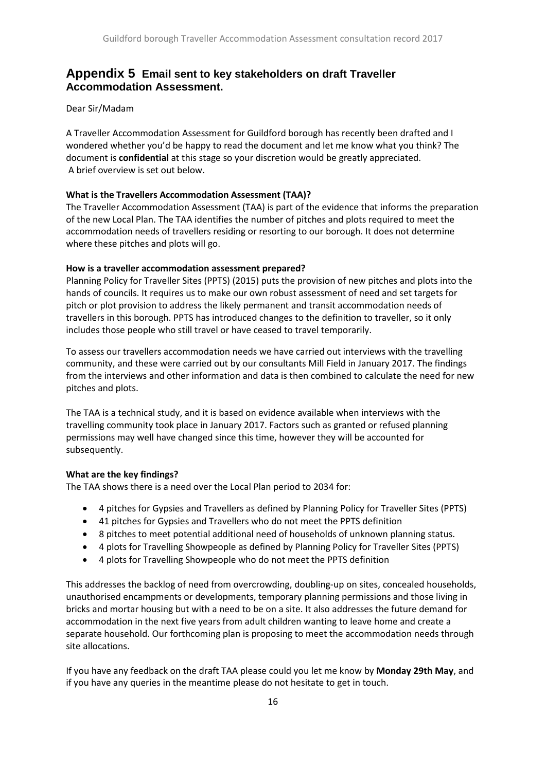## Appendix 5 Email sent to key stakeholders on draft Traveller Accommodation Assessment.

Dear Sir/Madam

A Traveller Accommodation Assessment for Guildford borough has recently been drafted and I wondered whether you'd be happy to read the document and let me know what you think? The document is **confidential** at this stage so your discretion would be greatly appreciated. A brief overview is set out below.

**What is the Travellers Accommodation Assessment (TAA)?**
The Traveller Accommodation Assessment (TAA) is part of the evidence that informs the preparation of the new Local Plan. The TAA identifies the number of pitches and plots required to meet the accommodation needs of travellers residing or resorting to our borough. It does not determine where these pitches and plots will go.

**How is a traveller accommodation assessment prepared?**
Planning Policy for Traveller Sites (PPTS) (2015) puts the provision of new pitches and plots into the hands of councils. It requires us to make our own robust assessment of need and set targets for pitch or plot provision to address the likely permanent and transit accommodation needs of travellers in this borough. PPTS has introduced changes to the definition to traveller, so it only includes those people who still travel or have ceased to travel temporarily.

To assess our travellers accommodation needs we have carried out interviews with the travelling community, and these were carried out by our consultants Mill Field in January 2017. The findings from the interviews and other information and data is then combined to calculate the need for new pitches and plots.

The TAA is a technical study, and it is based on evidence available when interviews with the travelling community took place in January 2017. Factors such as granted or refused planning permissions may well have changed since this time, however they will be accounted for subsequently.

**What are the key findings?**
The TAA shows there is a need over the Local Plan period to 2034 for:

- 4 pitches for Gypsies and Travellers as defined by Planning Policy for Traveller Sites (PPTS)
- 41 pitches for Gypsies and Travellers who do not meet the PPTS definition
- 8 pitches to meet potential additional need of households of unknown planning status.
- 4 plots for Travelling Showpeople as defined by Planning Policy for Traveller Sites (PPTS)
- 4 plots for Travelling Showpeople who do not meet the PPTS definition

This addresses the backlog of need from overcrowding, doubling-up on sites, concealed households, unauthorised encampments or developments, temporary planning permissions and those living in bricks and mortar housing but with a need to be on a site. It also addresses the future demand for accommodation in the next five years from adult children wanting to leave home and create a separate household. Our forthcoming plan is proposing to meet the accommodation needs through site allocations.

If you have any feedback on the draft TAA please could you let me know by **Monday 29th May**, and if you have any queries in the meantime please do not hesitate to get in touch.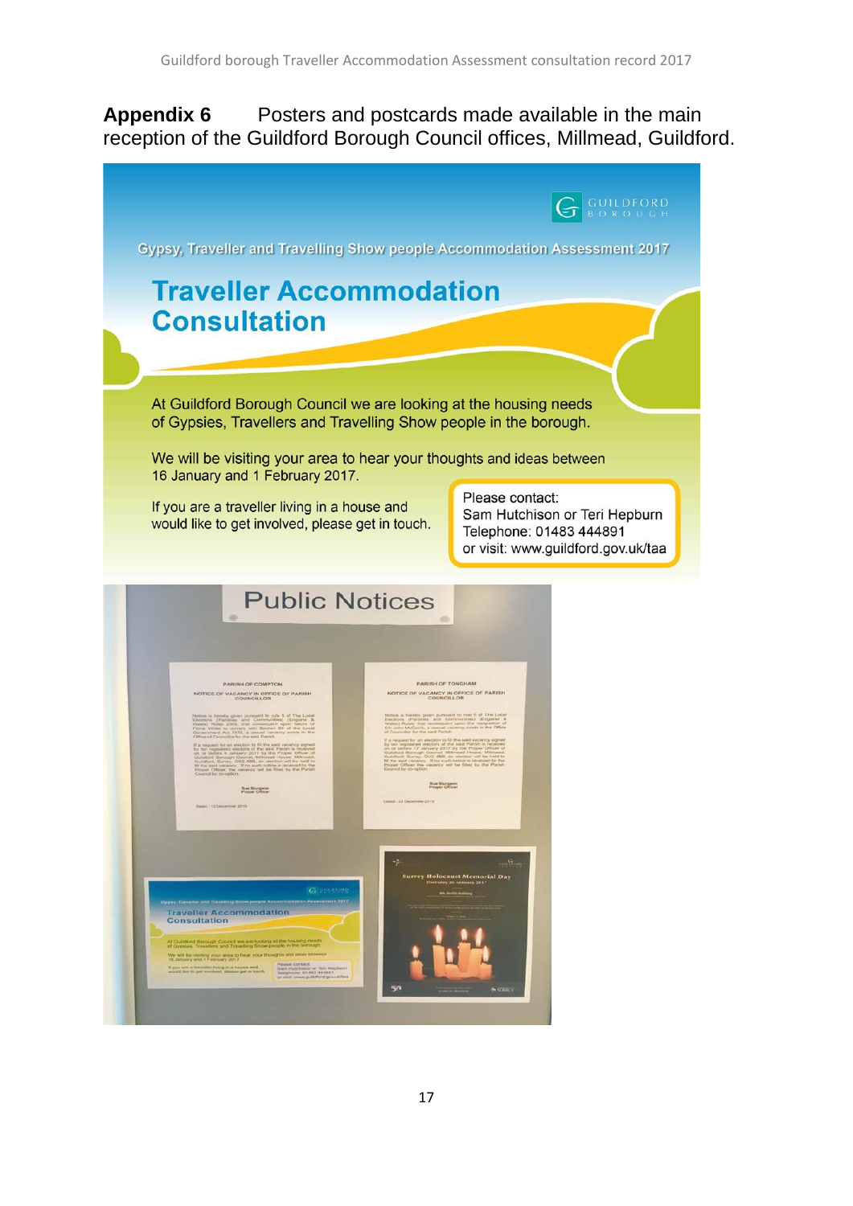**Appendix 6** Posters and postcards made available in the main reception of the Guildford Borough Council offices, Millmead, Guildford.

GUILDFORD BOROUGH

Gypsy, Traveller and Travelling Show people Accommodation Assessment 2017

## Traveller Accommodation Consultation

At Guildford Borough Council we are looking at the housing needs of Gypsies, Travellers and Travelling Show people in the borough.

We will be visiting your area to hear your thoughts and ideas between 16 January and 1 February 2017.

If you are a traveller living in a house and would like to get involved, please get in touch.

Please contact:
Sam Hutchison or Teri Hepburn
Telephone: 01483 444891
or visit: www.guildford.gov.uk/taa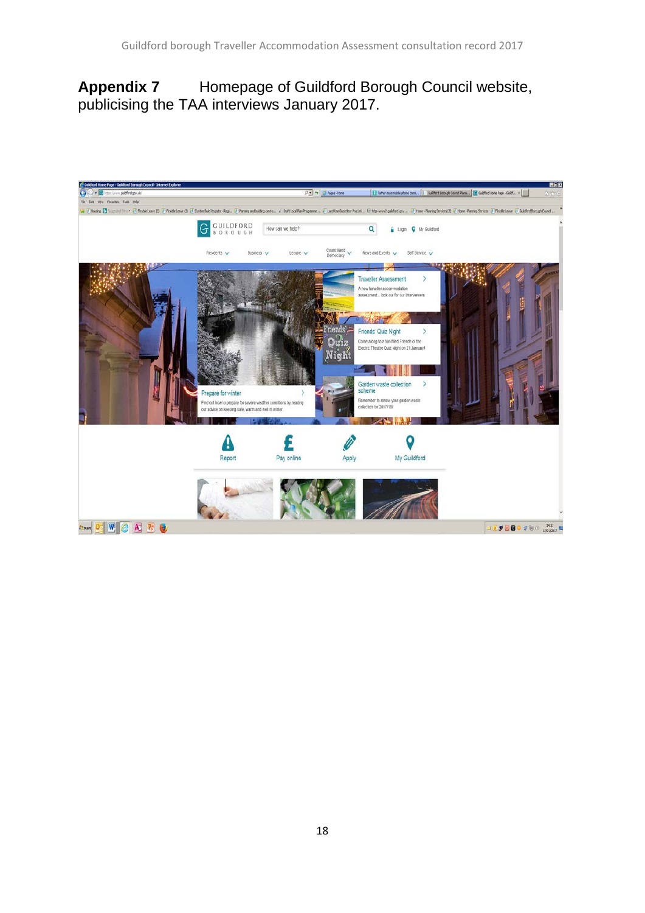**Appendix 7** Homepage of Guildford Borough Council website, publicising the TAA interviews January 2017.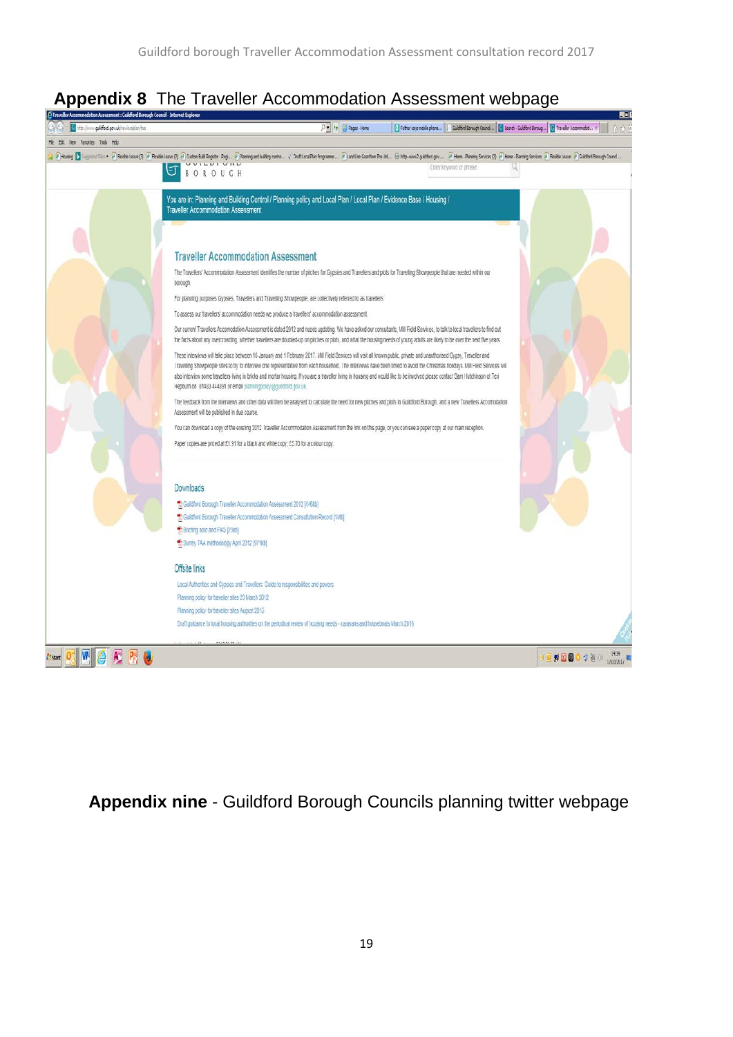## **Appendix 8** The Traveller Accommodation Assessment webpage

You are in: Planning and Building Control / Planning policy and Local Plan / Local Plan / Evidence Base / Housing / Traveller Accommodation Assessment

### Traveller Accommodation Assessment

The Travellers' Accommodation Assessment identifies the number of pitches for Gypsies and Travellers and plots for Travelling Showpeople that are needed within our borough.

For planning purposes Gypsies, Travellers and Travelling Showpeople, are collectively referred to as travellers.

To assess our travellers' accommodation needs we produce a travellers' accommodation assessment.

Our current Travellers Accomodation Assessment is dated 2012 and needs updating. We have asked our consultants, Mill Field Services, to talk to local travellers to find out the facts about any overcrowding, whether travellers are doubled-up on pitches or plots, and what the housing needs of young adults are likely to be over the next five years.

These interviews will take place between 16 January and 1 February 2017. Mill Field Services will visit all known public, private and unauthorised Gypsy, Traveller and Travelling Showpeople sites to try to interview one representative from each household. The interviews have been timed to avoid the Christmas holidays. Mill Field Services will also interview some travellers living in bricks and mortar housing. If you are a traveller living in housing and would like to be involved please contact Sam Hutchinson or Teri Hepburn on 01483 444891 or email planningpolicy@guildford.gov.uk.

The feedback from the interviews and other data will then be analysed to calculate the need for new pitches and plots in Guildford Borough, and a new Travellers Accomodation Assessment will be published in due course.

You can download a copy of the existing 2012 Traveller Accommodation Assessment from the link on this page, or you can see a paper copy at our main reception.

Paper copies are priced at £1.91 for a black and white copy; £5.70 for a colour copy.

#### Downloads

- Guildford Borough Traveller Accommodation Assessment 2012 [1.46Mb]
- Guildford Borough Traveller Accommodation Assessment Consultation Record [1Mb]
- Briefing note and FAQ [29kb]
- Surrey TAA methodology April 2012 [971kb]

#### Offsite links

- Local Authorities and Gypsies and Travellers: Guide to responsibilities and powers
- Planning policy for traveller sites 23 March 2012
- Planning policy for traveller sites August 2015
- Draft guidance to local housing authorities on the periodical review of housing needs - caravans and houseboats March 2016

**Appendix nine** - Guildford Borough Councils planning twitter webpage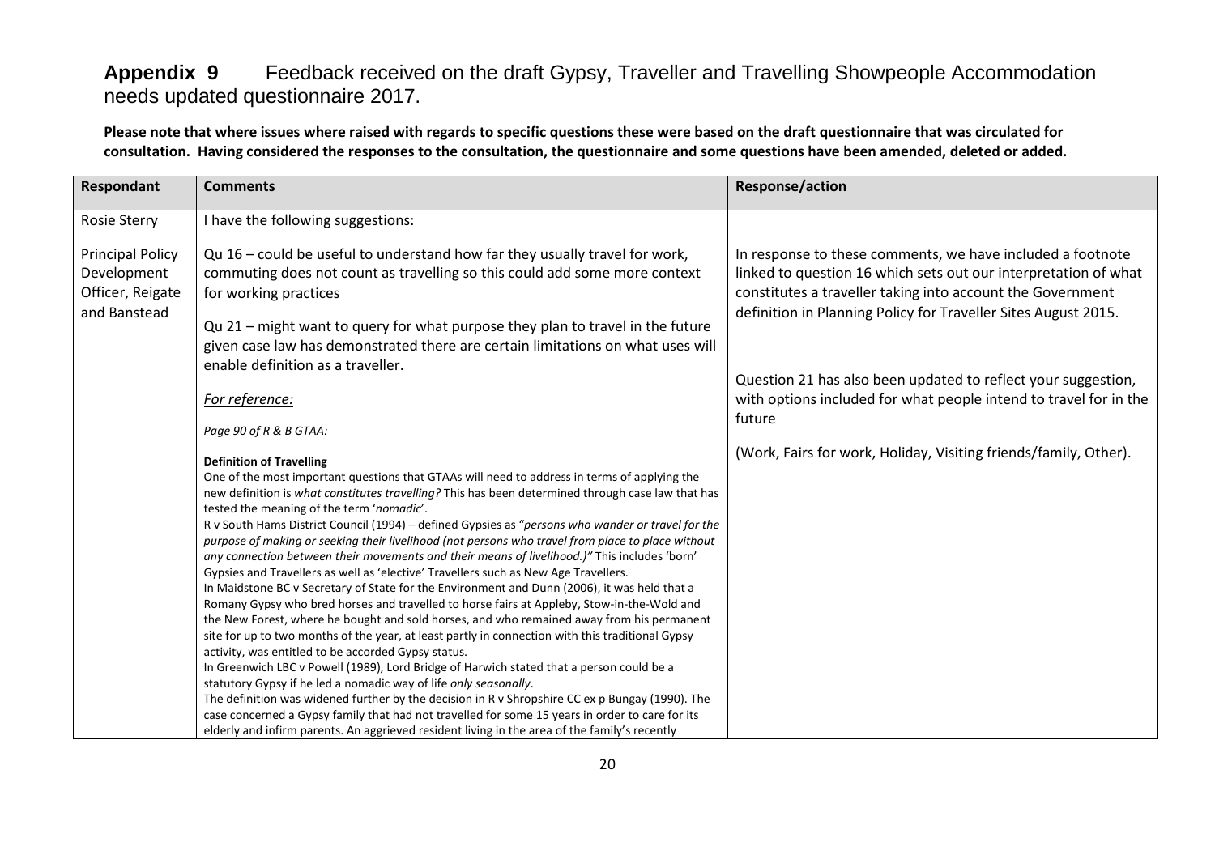**Appendix 9** Feedback received on the draft Gypsy, Traveller and Travelling Showpeople Accommodation needs updated questionnaire 2017.

**Please note that where issues where raised with regards to specific questions these were based on the draft questionnaire that was circulated for consultation. Having considered the responses to the consultation, the questionnaire and some questions have been amended, deleted or added.**

| Respondant | Comments | Response/action |
|---|---|---|
| Rosie Sterry<br><br>Principal Policy Development Officer, Reigate and Banstead | I have the following suggestions:<br><br>Qu 16 – could be useful to understand how far they usually travel for work, commuting does not count as travelling so this could add some more context for working practices<br><br>Qu 21 – might want to query for what purpose they plan to travel in the future given case law has demonstrated there are certain limitations on what uses will enable definition as a traveller.<br><br>*For reference:*<br><br>*Page 90 of R & B GTAA:*<br><br>**Definition of Travelling**<br>One of the most important questions that GTAAs will need to address in terms of applying the new definition is *what constitutes travelling?* This has been determined through case law that has tested the meaning of the term '*nomadic*'.<br>R v South Hams District Council (1994) – defined Gypsies as "*persons who wander or travel for the purpose of making or seeking their livelihood (not persons who travel from place to place without any connection between their movements and their means of livelihood.)"* This includes 'born' Gypsies and Travellers as well as 'elective' Travellers such as New Age Travellers.<br>In Maidstone BC v Secretary of State for the Environment and Dunn (2006), it was held that a Romany Gypsy who bred horses and travelled to horse fairs at Appleby, Stow-in-the-Wold and the New Forest, where he bought and sold horses, and who remained away from his permanent site for up to two months of the year, at least partly in connection with this traditional Gypsy activity, was entitled to be accorded Gypsy status.<br>In Greenwich LBC v Powell (1989), Lord Bridge of Harwich stated that a person could be a statutory Gypsy if he led a nomadic way of life *only seasonally*.<br>The definition was widened further by the decision in R v Shropshire CC ex p Bungay (1990). The case concerned a Gypsy family that had not travelled for some 15 years in order to care for its elderly and infirm parents. An aggrieved resident living in the area of the family's recently | In response to these comments, we have included a footnote linked to question 16 which sets out our interpretation of what constitutes a traveller taking into account the Government definition in Planning Policy for Traveller Sites August 2015.<br><br>Question 21 has also been updated to reflect your suggestion, with options included for what people intend to travel for in the future<br><br>(Work, Fairs for work, Holiday, Visiting friends/family, Other). |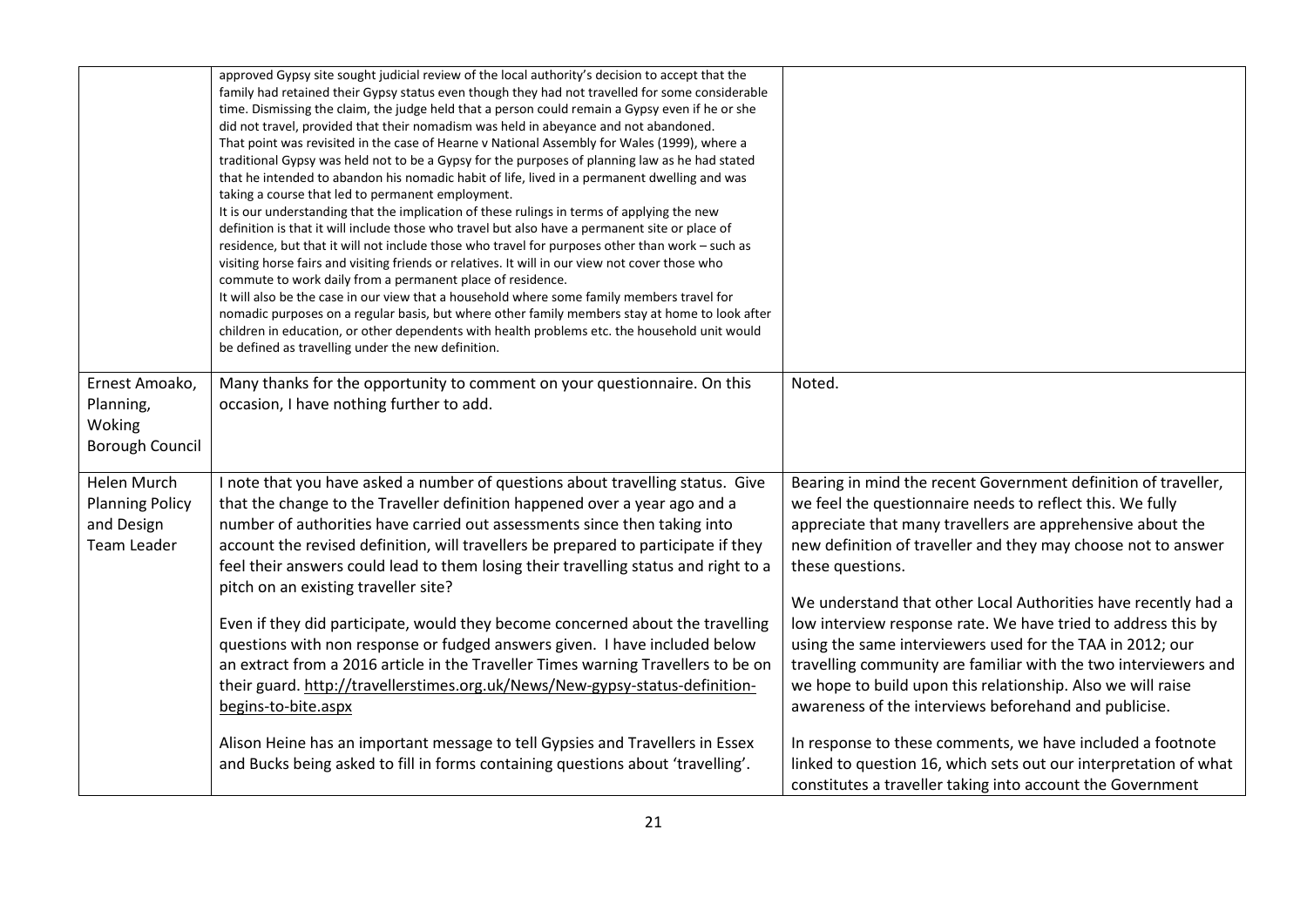| | | |
|---|---|---|
| | approved Gypsy site sought judicial review of the local authority's decision to accept that the family had retained their Gypsy status even though they had not travelled for some considerable time. Dismissing the claim, the judge held that a person could remain a Gypsy even if he or she did not travel, provided that their nomadism was held in abeyance and not abandoned.<br>That point was revisited in the case of Hearne v National Assembly for Wales (1999), where a traditional Gypsy was held not to be a Gypsy for the purposes of planning law as he had stated that he intended to abandon his nomadic habit of life, lived in a permanent dwelling and was taking a course that led to permanent employment.<br>It is our understanding that the implication of these rulings in terms of applying the new definition is that it will include those who travel but also have a permanent site or place of residence, but that it will not include those who travel for purposes other than work – such as visiting horse fairs and visiting friends or relatives. It will in our view not cover those who commute to work daily from a permanent place of residence.<br>It will also be the case in our view that a household where some family members travel for nomadic purposes on a regular basis, but where other family members stay at home to look after children in education, or other dependents with health problems etc. the household unit would be defined as travelling under the new definition. | |
| Ernest Amoako, Planning, Woking Borough Council | Many thanks for the opportunity to comment on your questionnaire. On this occasion, I have nothing further to add. | Noted. |
| Helen Murch Planning Policy and Design Team Leader | I note that you have asked a number of questions about travelling status. Give that the change to the Traveller definition happened over a year ago and a number of authorities have carried out assessments since then taking into account the revised definition, will travellers be prepared to participate if they feel their answers could lead to them losing their travelling status and right to a pitch on an existing traveller site?<br><br>Even if they did participate, would they become concerned about the travelling questions with non response or fudged answers given. I have included below an extract from a 2016 article in the Traveller Times warning Travellers to be on their guard. http://travellerstimes.org.uk/News/New-gypsy-status-definition-begins-to-bite.aspx<br><br>Alison Heine has an important message to tell Gypsies and Travellers in Essex and Bucks being asked to fill in forms containing questions about 'travelling'. | Bearing in mind the recent Government definition of traveller, we feel the questionnaire needs to reflect this. We fully appreciate that many travellers are apprehensive about the new definition of traveller and they may choose not to answer these questions.<br><br>We understand that other Local Authorities have recently had a low interview response rate. We have tried to address this by using the same interviewers used for the TAA in 2012; our travelling community are familiar with the two interviewers and we hope to build upon this relationship. Also we will raise awareness of the interviews beforehand and publicise.<br><br>In response to these comments, we have included a footnote linked to question 16, which sets out our interpretation of what constitutes a traveller taking into account the Government |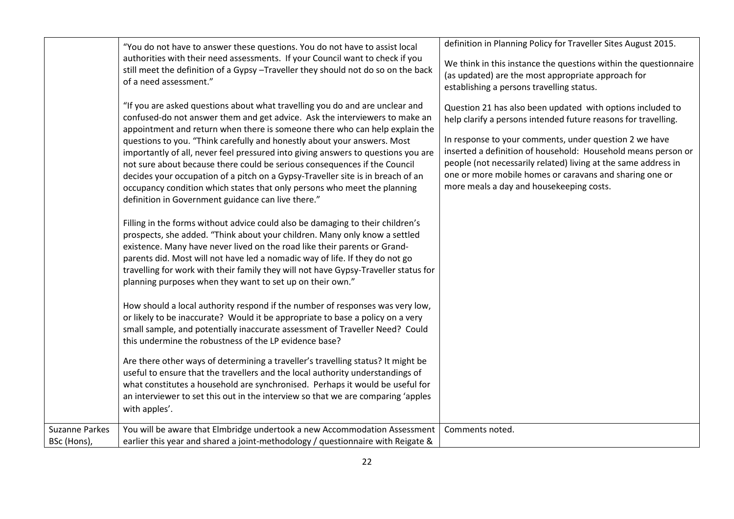| | | |
|---|---|---|
| | "You do not have to answer these questions. You do not have to assist local authorities with their need assessments. If your Council want to check if you still meet the definition of a Gypsy –Traveller they should not do so on the back of a need assessment."<br><br>"If you are asked questions about what travelling you do and are unclear and confused-do not answer them and get advice. Ask the interviewers to make an appointment and return when there is someone there who can help explain the questions to you. "Think carefully and honestly about your answers. Most importantly of all, never feel pressured into giving answers to questions you are not sure about because there could be serious consequences if the Council decides your occupation of a pitch on a Gypsy-Traveller site is in breach of an occupancy condition which states that only persons who meet the planning definition in Government guidance can live there."<br><br>Filling in the forms without advice could also be damaging to their children's prospects, she added. "Think about your children. Many only know a settled existence. Many have never lived on the road like their parents or Grand-parents did. Most will not have led a nomadic way of life. If they do not go travelling for work with their family they will not have Gypsy-Traveller status for planning purposes when they want to set up on their own."<br><br>How should a local authority respond if the number of responses was very low, or likely to be inaccurate? Would it be appropriate to base a policy on a very small sample, and potentially inaccurate assessment of Traveller Need? Could this undermine the robustness of the LP evidence base?<br><br>Are there other ways of determining a traveller's travelling status? It might be useful to ensure that the travellers and the local authority understandings of what constitutes a household are synchronised. Perhaps it would be useful for an interviewer to set this out in the interview so that we are comparing 'apples with apples'. | definition in Planning Policy for Traveller Sites August 2015.<br><br>We think in this instance the questions within the questionnaire (as updated) are the most appropriate approach for establishing a persons travelling status.<br><br>Question 21 has also been updated with options included to help clarify a persons intended future reasons for travelling.<br><br>In response to your comments, under question 2 we have inserted a definition of household: Household means person or people (not necessarily related) living at the same address in one or more mobile homes or caravans and sharing one or more meals a day and housekeeping costs. |
| Suzanne Parkes BSc (Hons), | You will be aware that Elmbridge undertook a new Accommodation Assessment earlier this year and shared a joint-methodology / questionnaire with Reigate & | Comments noted. |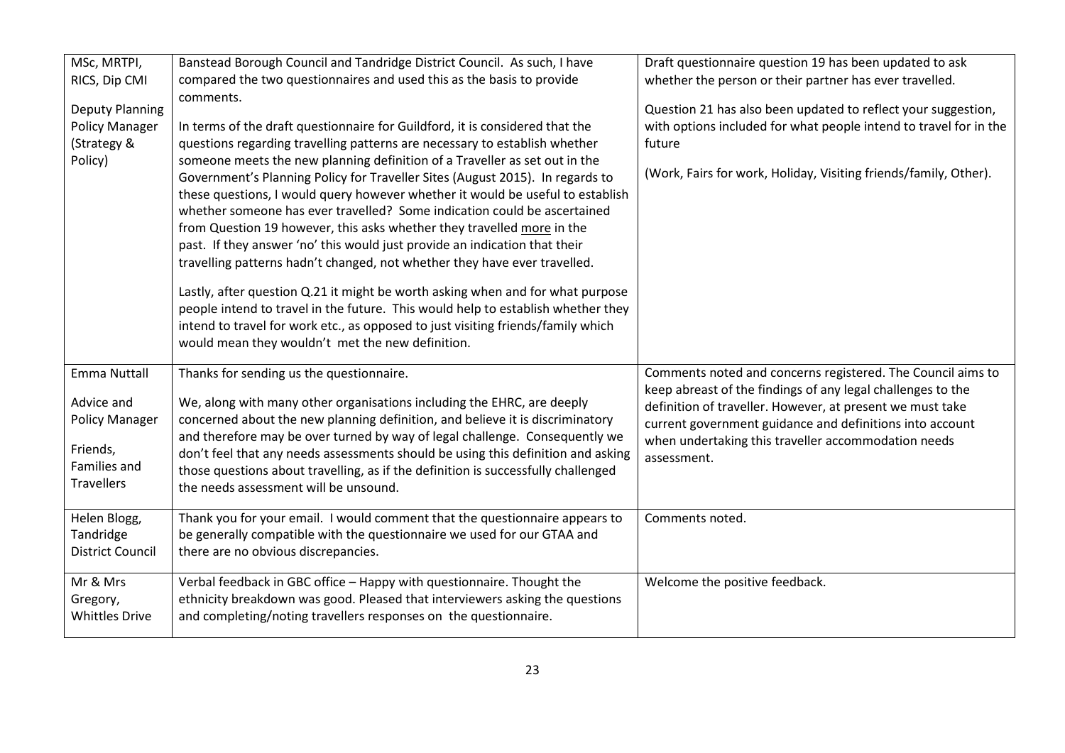| | | |
|---|---|---|
| MSc, MRTPI, RICS, Dip CMI<br><br>Deputy Planning Policy Manager (Strategy & Policy) | Banstead Borough Council and Tandridge District Council. As such, I have compared the two questionnaires and used this as the basis to provide comments.<br><br>In terms of the draft questionnaire for Guildford, it is considered that the questions regarding travelling patterns are necessary to establish whether someone meets the new planning definition of a Traveller as set out in the Government's Planning Policy for Traveller Sites (August 2015). In regards to these questions, I would query however whether it would be useful to establish whether someone has ever travelled? Some indication could be ascertained from Question 19 however, this asks whether they travelled more in the past. If they answer 'no' this would just provide an indication that their travelling patterns hadn't changed, not whether they have ever travelled.<br><br>Lastly, after question Q.21 it might be worth asking when and for what purpose people intend to travel in the future. This would help to establish whether they intend to travel for work etc., as opposed to just visiting friends/family which would mean they wouldn't met the new definition. | Draft questionnaire question 19 has been updated to ask whether the person or their partner has ever travelled.<br><br>Question 21 has also been updated to reflect your suggestion, with options included for what people intend to travel for in the future<br><br>(Work, Fairs for work, Holiday, Visiting friends/family, Other). |
| Emma Nuttall<br><br>Advice and Policy Manager<br><br>Friends, Families and Travellers | Thanks for sending us the questionnaire.<br><br>We, along with many other organisations including the EHRC, are deeply concerned about the new planning definition, and believe it is discriminatory and therefore may be over turned by way of legal challenge. Consequently we don't feel that any needs assessments should be using this definition and asking those questions about travelling, as if the definition is successfully challenged the needs assessment will be unsound. | Comments noted and concerns registered. The Council aims to keep abreast of the findings of any legal challenges to the definition of traveller. However, at present we must take current government guidance and definitions into account when undertaking this traveller accommodation needs assessment. |
| Helen Blogg, Tandridge District Council | Thank you for your email. I would comment that the questionnaire appears to be generally compatible with the questionnaire we used for our GTAA and there are no obvious discrepancies. | Comments noted. |
| Mr & Mrs Gregory, Whittles Drive | Verbal feedback in GBC office – Happy with questionnaire. Thought the ethnicity breakdown was good. Pleased that interviewers asking the questions and completing/noting travellers responses on the questionnaire. | Welcome the positive feedback. |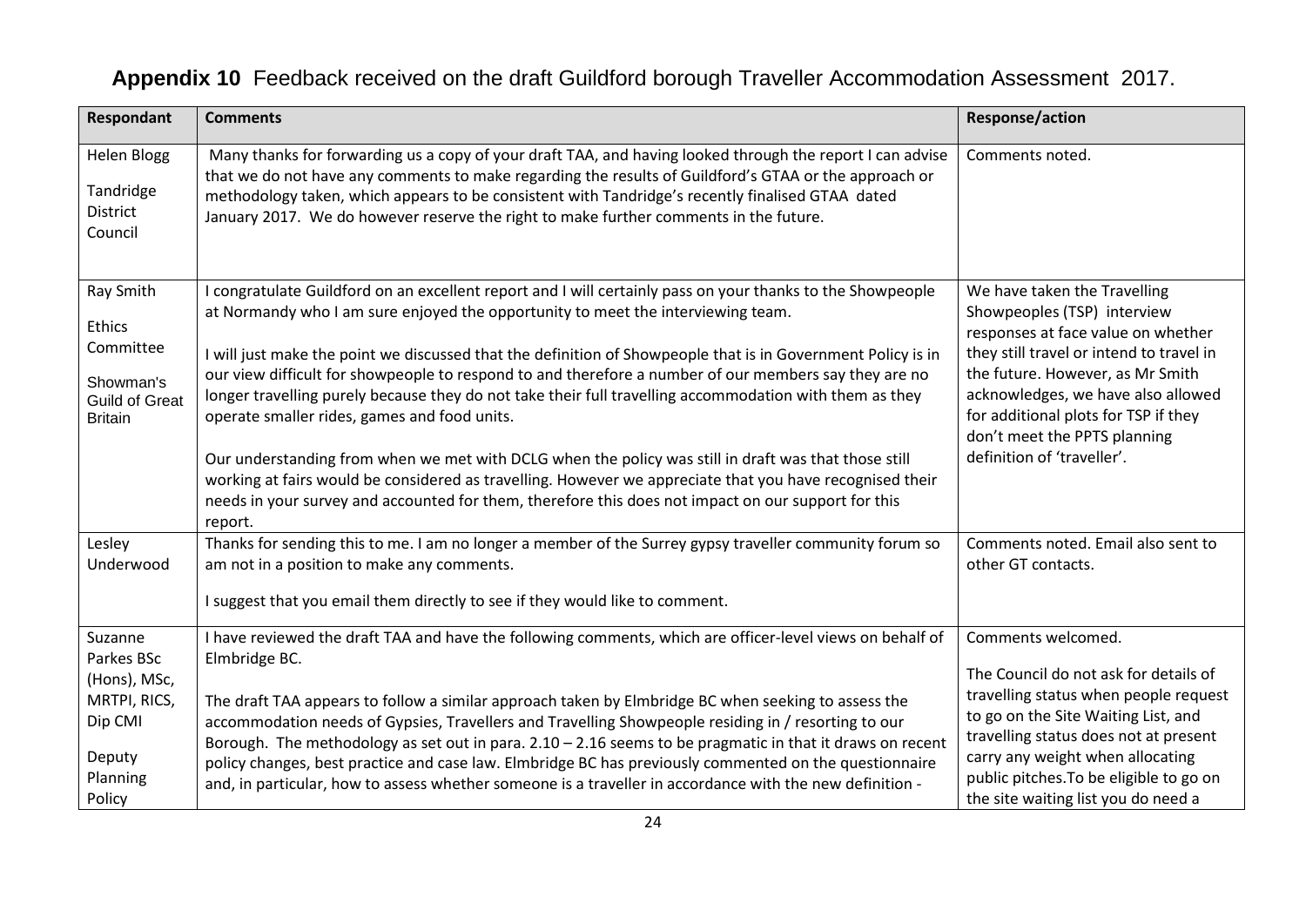## **Appendix 10** Feedback received on the draft Guildford borough Traveller Accommodation Assessment 2017.

| Respondant | Comments | Response/action |
|---|---|---|
| Helen Blogg<br><br>Tandridge District Council | Many thanks for forwarding us a copy of your draft TAA, and having looked through the report I can advise that we do not have any comments to make regarding the results of Guildford's GTAA or the approach or methodology taken, which appears to be consistent with Tandridge's recently finalised GTAA dated January 2017. We do however reserve the right to make further comments in the future. | Comments noted. |
| Ray Smith<br><br>Ethics Committee<br><br>Showman's Guild of Great Britain | I congratulate Guildford on an excellent report and I will certainly pass on your thanks to the Showpeople at Normandy who I am sure enjoyed the opportunity to meet the interviewing team.<br><br>I will just make the point we discussed that the definition of Showpeople that is in Government Policy is in our view difficult for showpeople to respond to and therefore a number of our members say they are no longer travelling purely because they do not take their full travelling accommodation with them as they operate smaller rides, games and food units.<br><br>Our understanding from when we met with DCLG when the policy was still in draft was that those still working at fairs would be considered as travelling. However we appreciate that you have recognised their needs in your survey and accounted for them, therefore this does not impact on our support for this report. | We have taken the Travelling Showpeoples (TSP) interview responses at face value on whether they still travel or intend to travel in the future. However, as Mr Smith acknowledges, we have also allowed for additional plots for TSP if they don't meet the PPTS planning definition of 'traveller'. |
| Lesley Underwood | Thanks for sending this to me. I am no longer a member of the Surrey gypsy traveller community forum so am not in a position to make any comments.<br><br>I suggest that you email them directly to see if they would like to comment. | Comments noted. Email also sent to other GT contacts. |
| Suzanne Parkes BSc (Hons), MSc, MRTPI, RICS, Dip CMI<br><br>Deputy Planning Policy | I have reviewed the draft TAA and have the following comments, which are officer-level views on behalf of Elmbridge BC.<br><br>The draft TAA appears to follow a similar approach taken by Elmbridge BC when seeking to assess the accommodation needs of Gypsies, Travellers and Travelling Showpeople residing in / resorting to our Borough. The methodology as set out in para. 2.10 – 2.16 seems to be pragmatic in that it draws on recent policy changes, best practice and case law. Elmbridge BC has previously commented on the questionnaire and, in particular, how to assess whether someone is a traveller in accordance with the new definition - | Comments welcomed.<br><br>The Council do not ask for details of travelling status when people request to go on the Site Waiting List, and travelling status does not at present carry any weight when allocating public pitches.To be eligible to go on the site waiting list you do need a |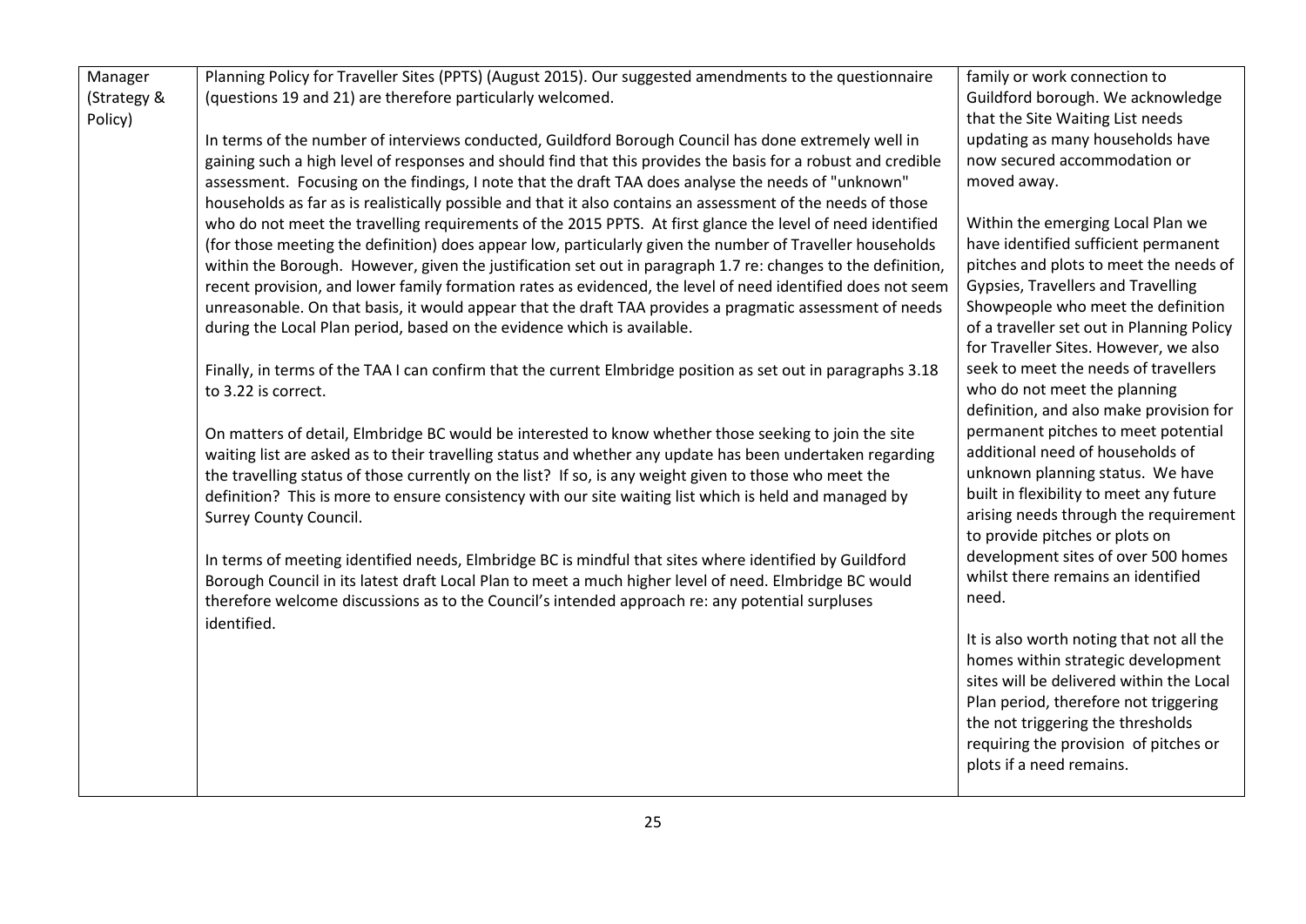| | | |
|---|---|---|
| Manager (Strategy & Policy) | Planning Policy for Traveller Sites (PPTS) (August 2015). Our suggested amendments to the questionnaire (questions 19 and 21) are therefore particularly welcomed.<br><br>In terms of the number of interviews conducted, Guildford Borough Council has done extremely well in gaining such a high level of responses and should find that this provides the basis for a robust and credible assessment. Focusing on the findings, I note that the draft TAA does analyse the needs of "unknown" households as far as is realistically possible and that it also contains an assessment of the needs of those who do not meet the travelling requirements of the 2015 PPTS. At first glance the level of need identified (for those meeting the definition) does appear low, particularly given the number of Traveller households within the Borough. However, given the justification set out in paragraph 1.7 re: changes to the definition, recent provision, and lower family formation rates as evidenced, the level of need identified does not seem unreasonable. On that basis, it would appear that the draft TAA provides a pragmatic assessment of needs during the Local Plan period, based on the evidence which is available.<br><br>Finally, in terms of the TAA I can confirm that the current Elmbridge position as set out in paragraphs 3.18 to 3.22 is correct.<br><br>On matters of detail, Elmbridge BC would be interested to know whether those seeking to join the site waiting list are asked as to their travelling status and whether any update has been undertaken regarding the travelling status of those currently on the list? If so, is any weight given to those who meet the definition? This is more to ensure consistency with our site waiting list which is held and managed by Surrey County Council.<br><br>In terms of meeting identified needs, Elmbridge BC is mindful that sites where identified by Guildford Borough Council in its latest draft Local Plan to meet a much higher level of need. Elmbridge BC would therefore welcome discussions as to the Council's intended approach re: any potential surpluses identified. | family or work connection to Guildford borough. We acknowledge that the Site Waiting List needs updating as many households have now secured accommodation or moved away.<br><br>Within the emerging Local Plan we have identified sufficient permanent pitches and plots to meet the needs of Gypsies, Travellers and Travelling Showpeople who meet the definition of a traveller set out in Planning Policy for Traveller Sites. However, we also seek to meet the needs of travellers who do not meet the planning definition, and also make provision for permanent pitches to meet potential additional need of households of unknown planning status. We have built in flexibility to meet any future arising needs through the requirement to provide pitches or plots on development sites of over 500 homes whilst there remains an identified need.<br><br>It is also worth noting that not all the homes within strategic development sites will be delivered within the Local Plan period, therefore not triggering the not triggering the thresholds requiring the provision of pitches or plots if a need remains. |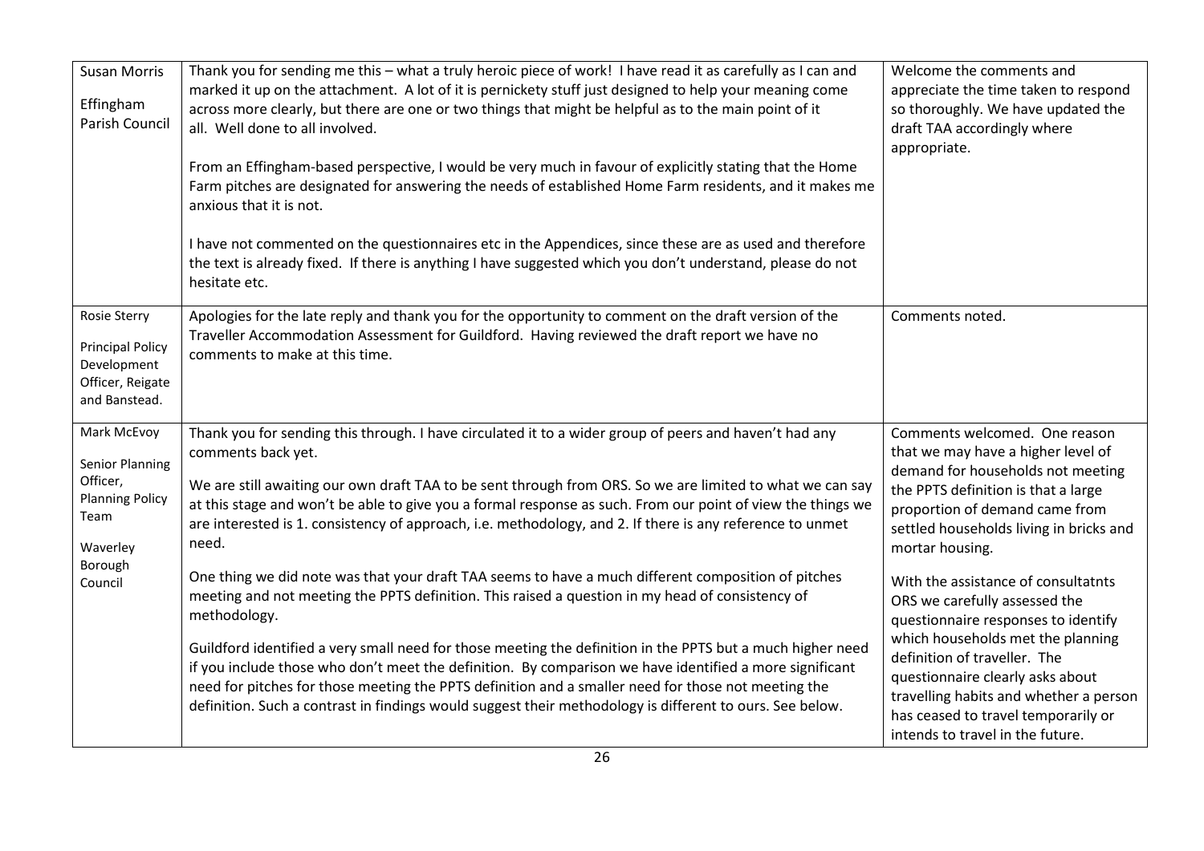| | | |
|---|---|---|
| Susan Morris<br><br>Effingham Parish Council | Thank you for sending me this – what a truly heroic piece of work! I have read it as carefully as I can and marked it up on the attachment. A lot of it is pernickety stuff just designed to help your meaning come across more clearly, but there are one or two things that might be helpful as to the main point of it all. Well done to all involved.<br><br>From an Effingham-based perspective, I would be very much in favour of explicitly stating that the Home Farm pitches are designated for answering the needs of established Home Farm residents, and it makes me anxious that it is not.<br><br>I have not commented on the questionnaires etc in the Appendices, since these are as used and therefore the text is already fixed. If there is anything I have suggested which you don't understand, please do not hesitate etc. | Welcome the comments and appreciate the time taken to respond so thoroughly. We have updated the draft TAA accordingly where appropriate. |
| Rosie Sterry<br><br>Principal Policy Development Officer, Reigate and Banstead. | Apologies for the late reply and thank you for the opportunity to comment on the draft version of the Traveller Accommodation Assessment for Guildford. Having reviewed the draft report we have no comments to make at this time. | Comments noted. |
| Mark McEvoy<br><br>Senior Planning Officer, Planning Policy Team<br><br>Waverley Borough Council | Thank you for sending this through. I have circulated it to a wider group of peers and haven't had any comments back yet.<br><br>We are still awaiting our own draft TAA to be sent through from ORS. So we are limited to what we can say at this stage and won't be able to give you a formal response as such. From our point of view the things we are interested is 1. consistency of approach, i.e. methodology, and 2. If there is any reference to unmet need.<br><br>One thing we did note was that your draft TAA seems to have a much different composition of pitches meeting and not meeting the PPTS definition. This raised a question in my head of consistency of methodology.<br><br>Guildford identified a very small need for those meeting the definition in the PPTS but a much higher need if you include those who don't meet the definition. By comparison we have identified a more significant need for pitches for those meeting the PPTS definition and a smaller need for those not meeting the definition. Such a contrast in findings would suggest their methodology is different to ours. See below. | Comments welcomed. One reason that we may have a higher level of demand for households not meeting the PPTS definition is that a large proportion of demand came from settled households living in bricks and mortar housing.<br><br>With the assistance of consultatnts ORS we carefully assessed the questionnaire responses to identify which households met the planning definition of traveller. The questionnaire clearly asks about travelling habits and whether a person has ceased to travel temporarily or intends to travel in the future. |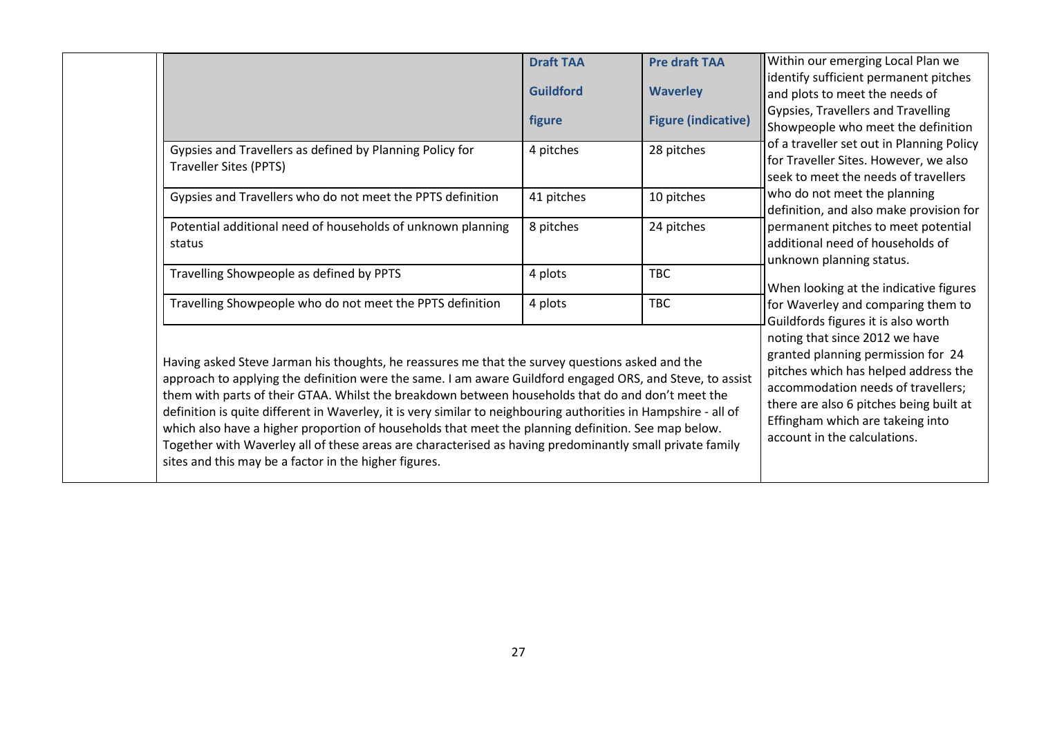| | Draft TAA Guildford figure | Pre draft TAA Waverley Figure (indicative) |
|---|---|---|
| Gypsies and Travellers as defined by Planning Policy for Traveller Sites (PPTS) | 4 pitches | 28 pitches |
| Gypsies and Travellers who do not meet the PPTS definition | 41 pitches | 10 pitches |
| Potential additional need of households of unknown planning status | 8 pitches | 24 pitches |
| Travelling Showpeople as defined by PPTS | 4 plots | TBC |
| Travelling Showpeople who do not meet the PPTS definition | 4 plots | TBC |

Having asked Steve Jarman his thoughts, he reassures me that the survey questions asked and the approach to applying the definition were the same. I am aware Guildford engaged ORS, and Steve, to assist them with parts of their GTAA. Whilst the breakdown between households that do and don't meet the definition is quite different in Waverley, it is very similar to neighbouring authorities in Hampshire - all of which also have a higher proportion of households that meet the planning definition. See map below. Together with Waverley all of these areas are characterised as having predominantly small private family sites and this may be a factor in the higher figures.

Within our emerging Local Plan we identify sufficient permanent pitches and plots to meet the needs of Gypsies, Travellers and Travelling Showpeople who meet the definition of a traveller set out in Planning Policy for Traveller Sites. However, we also seek to meet the needs of travellers who do not meet the planning definition, and also make provision for permanent pitches to meet potential additional need of households of unknown planning status.

When looking at the indicative figures for Waverley and comparing them to Guildfords figures it is also worth noting that since 2012 we have granted planning permission for 24 pitches which has helped address the accommodation needs of travellers; there are also 6 pitches being built at Effingham which are takeing into account in the calculations.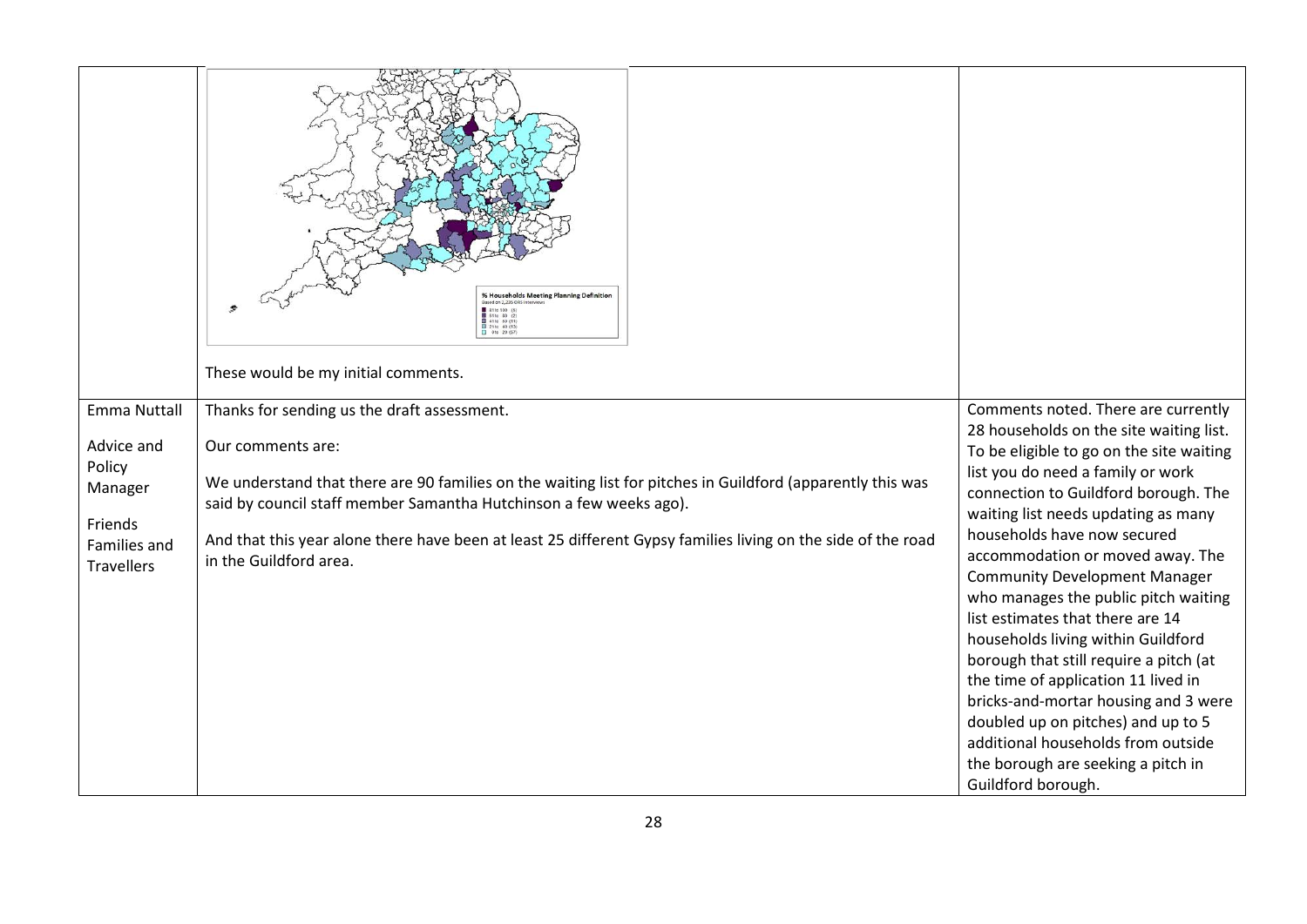| | | |
|---|---|---|
| | % Households Meeting Planning Definition<br>Based on 2,220 GTS interviews<br>81 to 100 (5)<br>61 to 80 (7)<br>41 to 60 (11)<br>21 to 40 (15)<br>0 to 20 (57)<br><br>These would be my initial comments. | |
| Emma Nuttall<br><br>Advice and Policy Manager<br><br>Friends Families and Travellers | Thanks for sending us the draft assessment.<br><br>Our comments are:<br><br>We understand that there are 90 families on the waiting list for pitches in Guildford (apparently this was said by council staff member Samantha Hutchinson a few weeks ago).<br><br>And that this year alone there have been at least 25 different Gypsy families living on the side of the road in the Guildford area. | Comments noted. There are currently 28 households on the site waiting list. To be eligible to go on the site waiting list you do need a family or work connection to Guildford borough. The waiting list needs updating as many households have now secured accommodation or moved away. The Community Development Manager who manages the public pitch waiting list estimates that there are 14 households living within Guildford borough that still require a pitch (at the time of application 11 lived in bricks-and-mortar housing and 3 were doubled up on pitches) and up to 5 additional households from outside the borough are seeking a pitch in Guildford borough. |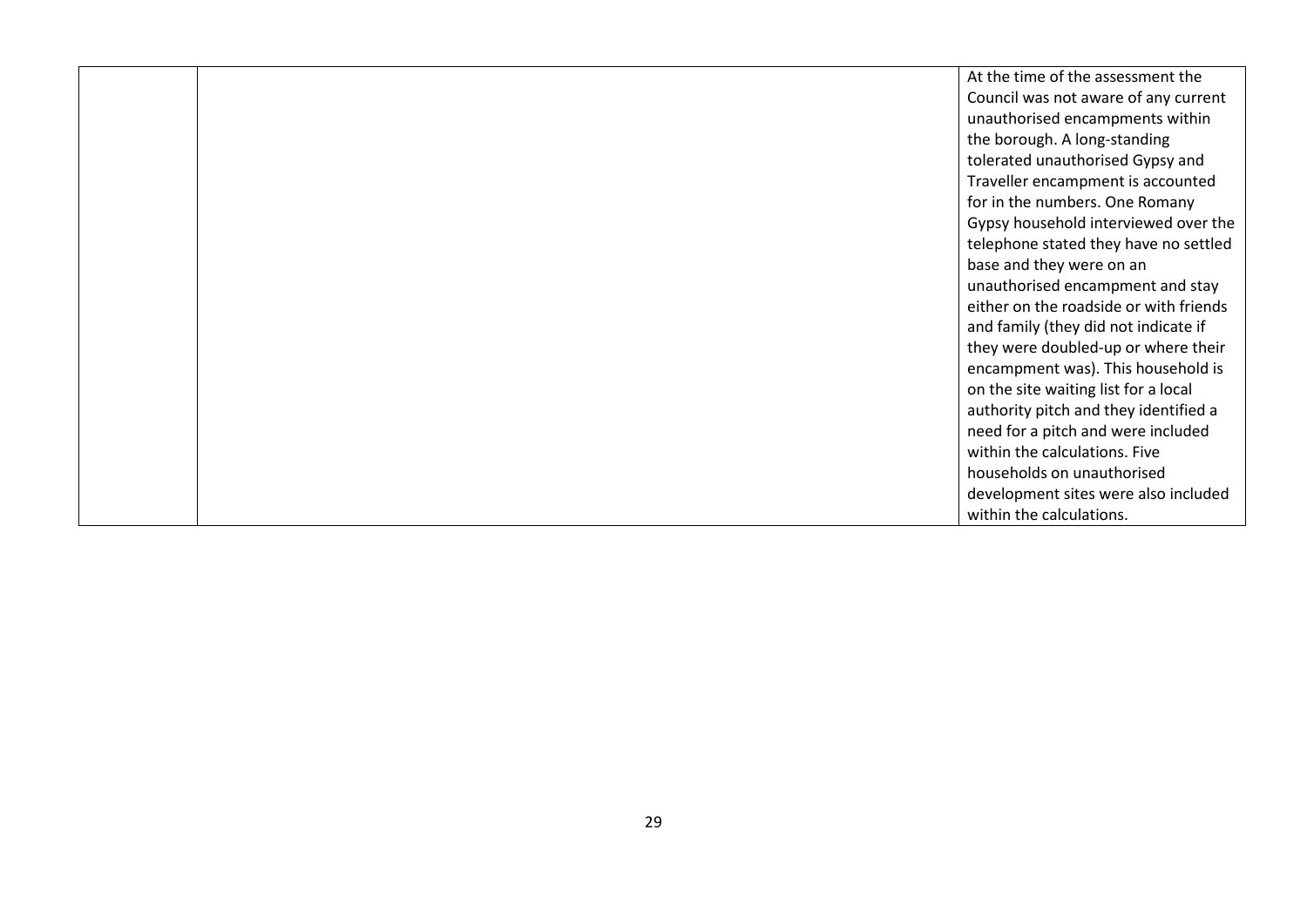| | | |
|---|---|---|
| | | At the time of the assessment the Council was not aware of any current unauthorised encampments within the borough. A long-standing tolerated unauthorised Gypsy and Traveller encampment is accounted for in the numbers. One Romany Gypsy household interviewed over the telephone stated they have no settled base and they were on an unauthorised encampment and stay either on the roadside or with friends and family (they did not indicate if they were doubled-up or where their encampment was). This household is on the site waiting list for a local authority pitch and they identified a need for a pitch and were included within the calculations. Five households on unauthorised development sites were also included within the calculations. |